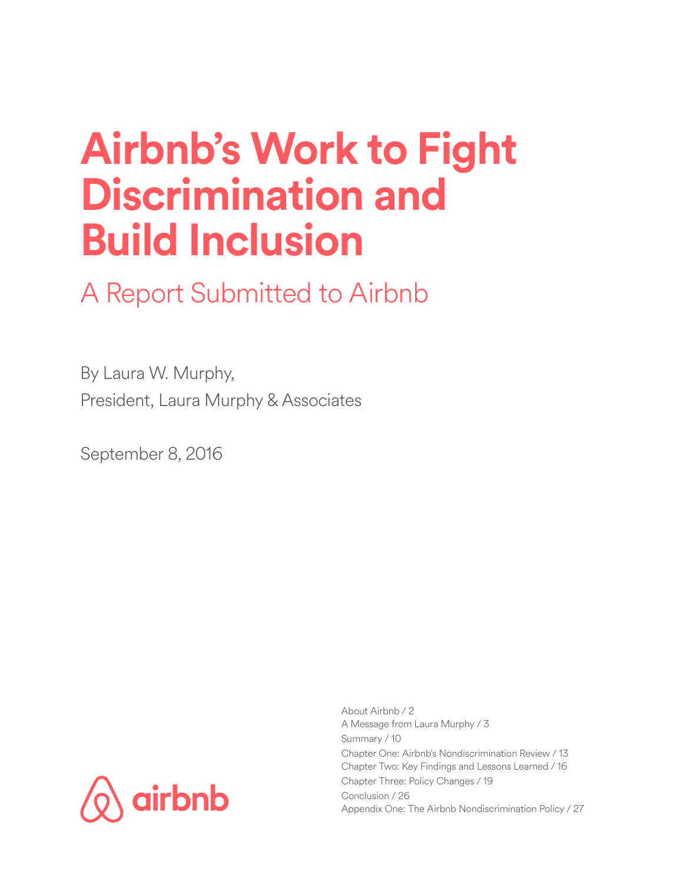# Airbnb's Work to Fight Discrimination and Build Inclusion

## A Report Submitted to Airbnb

By Laura W. Murphy,
President, Laura Murphy & Associates

September 8, 2016

airbnb

About Airbnb / 2
A Message from Laura Murphy / 3
Summary / 10
Chapter One: Airbnb's Nondiscrimination Review / 13
Chapter Two: Key Findings and Lessons Learned / 16
Chapter Three: Policy Changes / 19
Conclusion / 26
Appendix One: The Airbnb Nondiscrimination Policy / 27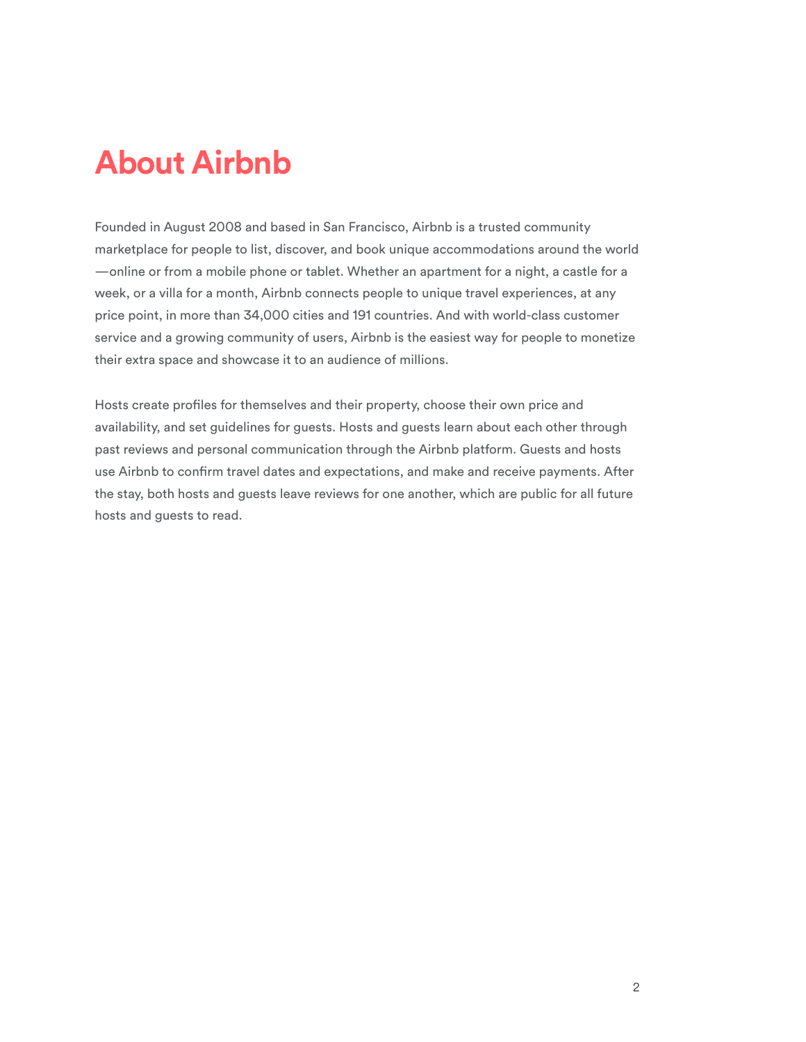# About Airbnb

Founded in August 2008 and based in San Francisco, Airbnb is a trusted community marketplace for people to list, discover, and book unique accommodations around the world—online or from a mobile phone or tablet. Whether an apartment for a night, a castle for a week, or a villa for a month, Airbnb connects people to unique travel experiences, at any price point, in more than 34,000 cities and 191 countries. And with world-class customer service and a growing community of users, Airbnb is the easiest way for people to monetize their extra space and showcase it to an audience of millions.

Hosts create profiles for themselves and their property, choose their own price and availability, and set guidelines for guests. Hosts and guests learn about each other through past reviews and personal communication through the Airbnb platform. Guests and hosts use Airbnb to confirm travel dates and expectations, and make and receive payments. After the stay, both hosts and guests leave reviews for one another, which are public for all future hosts and guests to read.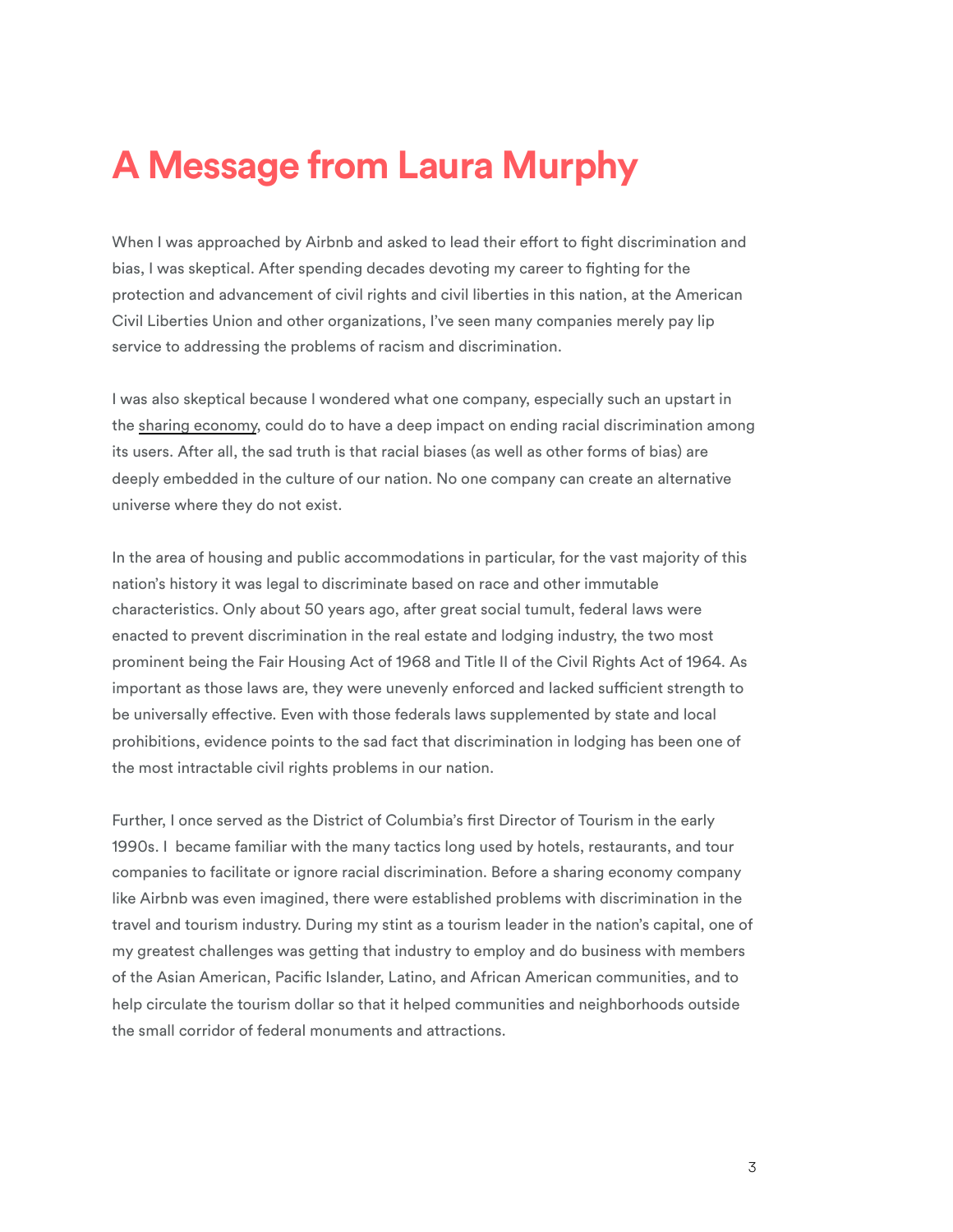# A Message from Laura Murphy

When I was approached by Airbnb and asked to lead their effort to fight discrimination and bias, I was skeptical. After spending decades devoting my career to fighting for the protection and advancement of civil rights and civil liberties in this nation, at the American Civil Liberties Union and other organizations, I've seen many companies merely pay lip service to addressing the problems of racism and discrimination.

I was also skeptical because I wondered what one company, especially such an upstart in the sharing economy, could do to have a deep impact on ending racial discrimination among its users. After all, the sad truth is that racial biases (as well as other forms of bias) are deeply embedded in the culture of our nation. No one company can create an alternative universe where they do not exist.

In the area of housing and public accommodations in particular, for the vast majority of this nation's history it was legal to discriminate based on race and other immutable characteristics. Only about 50 years ago, after great social tumult, federal laws were enacted to prevent discrimination in the real estate and lodging industry, the two most prominent being the Fair Housing Act of 1968 and Title II of the Civil Rights Act of 1964. As important as those laws are, they were unevenly enforced and lacked sufficient strength to be universally effective. Even with those federals laws supplemented by state and local prohibitions, evidence points to the sad fact that discrimination in lodging has been one of the most intractable civil rights problems in our nation.

Further, I once served as the District of Columbia's first Director of Tourism in the early 1990s. I became familiar with the many tactics long used by hotels, restaurants, and tour companies to facilitate or ignore racial discrimination. Before a sharing economy company like Airbnb was even imagined, there were established problems with discrimination in the travel and tourism industry. During my stint as a tourism leader in the nation's capital, one of my greatest challenges was getting that industry to employ and do business with members of the Asian American, Pacific Islander, Latino, and African American communities, and to help circulate the tourism dollar so that it helped communities and neighborhoods outside the small corridor of federal monuments and attractions.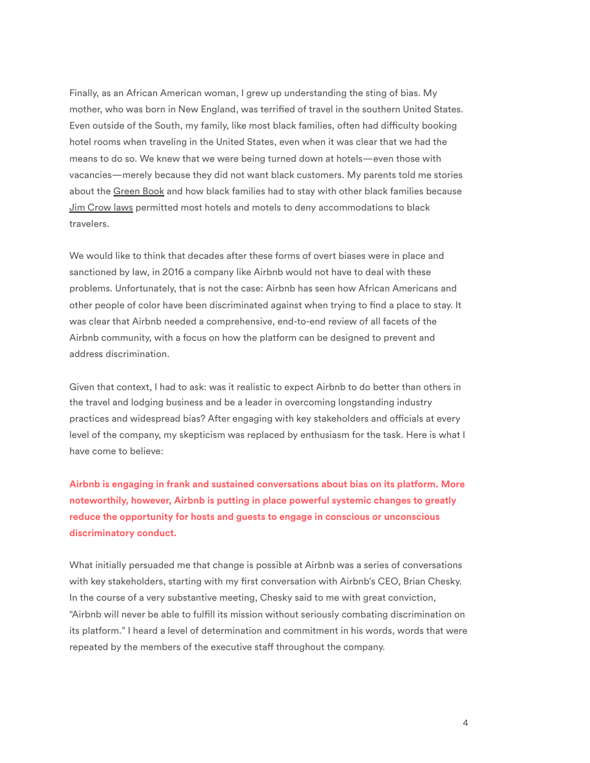Finally, as an African American woman, I grew up understanding the sting of bias. My mother, who was born in New England, was terrified of travel in the southern United States. Even outside of the South, my family, like most black families, often had difficulty booking hotel rooms when traveling in the United States, even when it was clear that we had the means to do so. We knew that we were being turned down at hotels—even those with vacancies—merely because they did not want black customers. My parents told me stories about the Green Book and how black families had to stay with other black families because Jim Crow laws permitted most hotels and motels to deny accommodations to black travelers.

We would like to think that decades after these forms of overt biases were in place and sanctioned by law, in 2016 a company like Airbnb would not have to deal with these problems. Unfortunately, that is not the case: Airbnb has seen how African Americans and other people of color have been discriminated against when trying to find a place to stay. It was clear that Airbnb needed a comprehensive, end-to-end review of all facets of the Airbnb community, with a focus on how the platform can be designed to prevent and address discrimination.

Given that context, I had to ask: was it realistic to expect Airbnb to do better than others in the travel and lodging business and be a leader in overcoming longstanding industry practices and widespread bias? After engaging with key stakeholders and officials at every level of the company, my skepticism was replaced by enthusiasm for the task. Here is what I have come to believe:

**Airbnb is engaging in frank and sustained conversations about bias on its platform. More noteworthily, however, Airbnb is putting in place powerful systemic changes to greatly reduce the opportunity for hosts and guests to engage in conscious or unconscious discriminatory conduct.**

What initially persuaded me that change is possible at Airbnb was a series of conversations with key stakeholders, starting with my first conversation with Airbnb's CEO, Brian Chesky. In the course of a very substantive meeting, Chesky said to me with great conviction, "Airbnb will never be able to fulfill its mission without seriously combating discrimination on its platform." I heard a level of determination and commitment in his words, words that were repeated by the members of the executive staff throughout the company.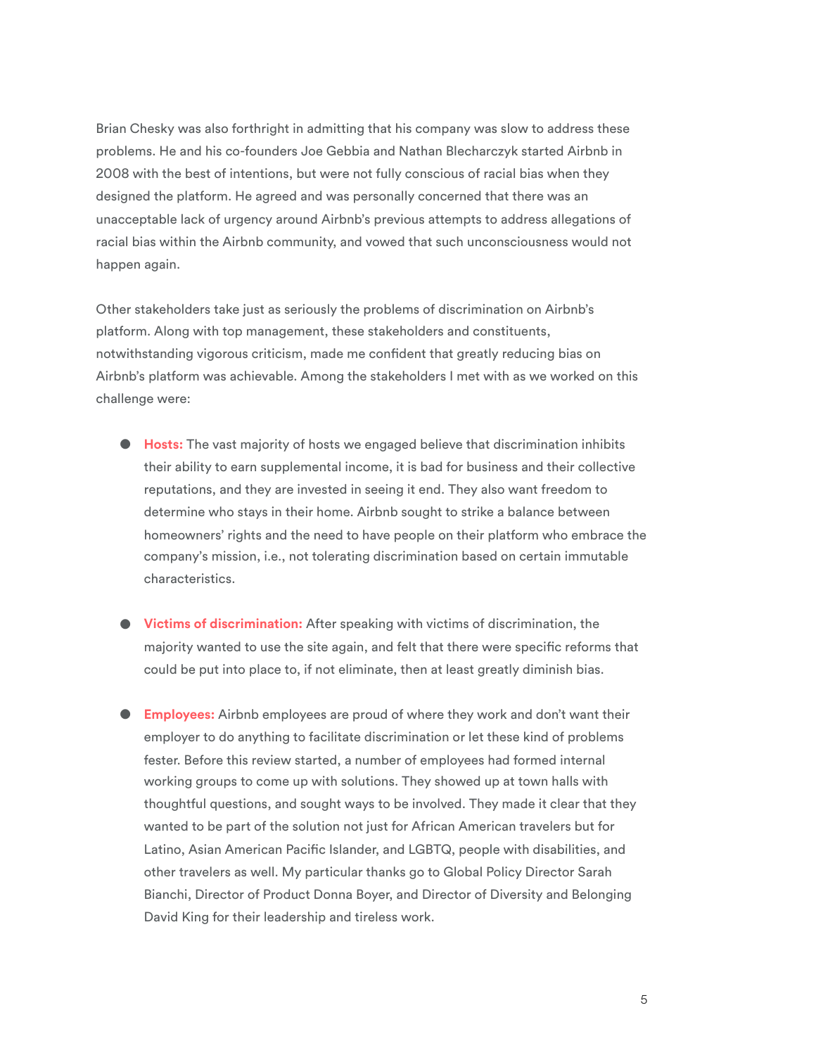Brian Chesky was also forthright in admitting that his company was slow to address these problems. He and his co-founders Joe Gebbia and Nathan Blecharczyk started Airbnb in 2008 with the best of intentions, but were not fully conscious of racial bias when they designed the platform. He agreed and was personally concerned that there was an unacceptable lack of urgency around Airbnb's previous attempts to address allegations of racial bias within the Airbnb community, and vowed that such unconsciousness would not happen again.

Other stakeholders take just as seriously the problems of discrimination on Airbnb's platform. Along with top management, these stakeholders and constituents, notwithstanding vigorous criticism, made me confident that greatly reducing bias on Airbnb's platform was achievable. Among the stakeholders I met with as we worked on this challenge were:

- **Hosts:** The vast majority of hosts we engaged believe that discrimination inhibits their ability to earn supplemental income, it is bad for business and their collective reputations, and they are invested in seeing it end. They also want freedom to determine who stays in their home. Airbnb sought to strike a balance between homeowners' rights and the need to have people on their platform who embrace the company's mission, i.e., not tolerating discrimination based on certain immutable characteristics.

- **Victims of discrimination:** After speaking with victims of discrimination, the majority wanted to use the site again, and felt that there were specific reforms that could be put into place to, if not eliminate, then at least greatly diminish bias.

- **Employees:** Airbnb employees are proud of where they work and don't want their employer to do anything to facilitate discrimination or let these kind of problems fester. Before this review started, a number of employees had formed internal working groups to come up with solutions. They showed up at town halls with thoughtful questions, and sought ways to be involved. They made it clear that they wanted to be part of the solution not just for African American travelers but for Latino, Asian American Pacific Islander, and LGBTQ, people with disabilities, and other travelers as well. My particular thanks go to Global Policy Director Sarah Bianchi, Director of Product Donna Boyer, and Director of Diversity and Belonging David King for their leadership and tireless work.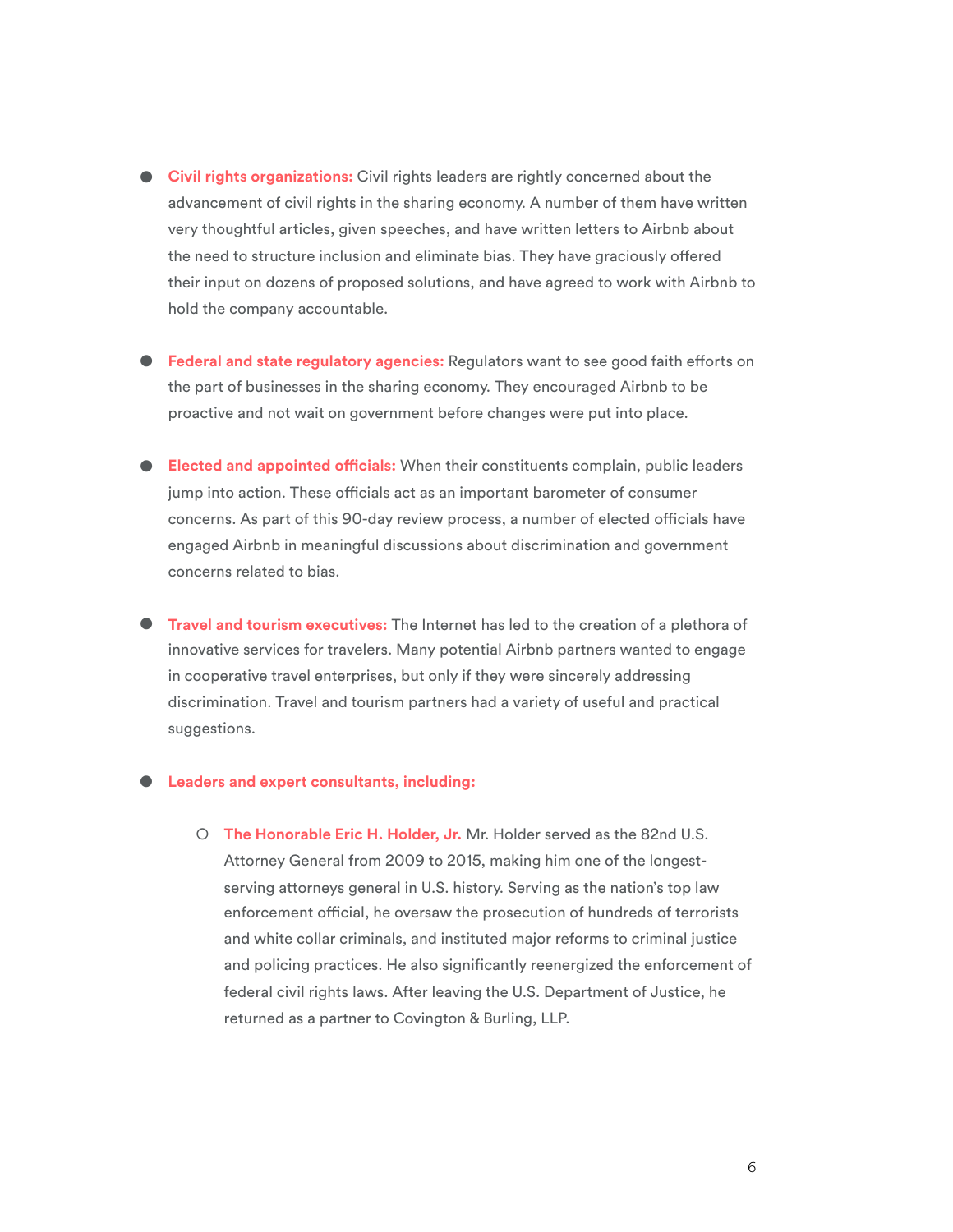- **Civil rights organizations:** Civil rights leaders are rightly concerned about the advancement of civil rights in the sharing economy. A number of them have written very thoughtful articles, given speeches, and have written letters to Airbnb about the need to structure inclusion and eliminate bias. They have graciously offered their input on dozens of proposed solutions, and have agreed to work with Airbnb to hold the company accountable.

- **Federal and state regulatory agencies:** Regulators want to see good faith efforts on the part of businesses in the sharing economy. They encouraged Airbnb to be proactive and not wait on government before changes were put into place.

- **Elected and appointed officials:** When their constituents complain, public leaders jump into action. These officials act as an important barometer of consumer concerns. As part of this 90-day review process, a number of elected officials have engaged Airbnb in meaningful discussions about discrimination and government concerns related to bias.

- **Travel and tourism executives:** The Internet has led to the creation of a plethora of innovative services for travelers. Many potential Airbnb partners wanted to engage in cooperative travel enterprises, but only if they were sincerely addressing discrimination. Travel and tourism partners had a variety of useful and practical suggestions.

- **Leaders and expert consultants, including:**

    - **The Honorable Eric H. Holder, Jr.** Mr. Holder served as the 82nd U.S. Attorney General from 2009 to 2015, making him one of the longest-serving attorneys general in U.S. history. Serving as the nation's top law enforcement official, he oversaw the prosecution of hundreds of terrorists and white collar criminals, and instituted major reforms to criminal justice and policing practices. He also significantly reenergized the enforcement of federal civil rights laws. After leaving the U.S. Department of Justice, he returned as a partner to Covington & Burling, LLP.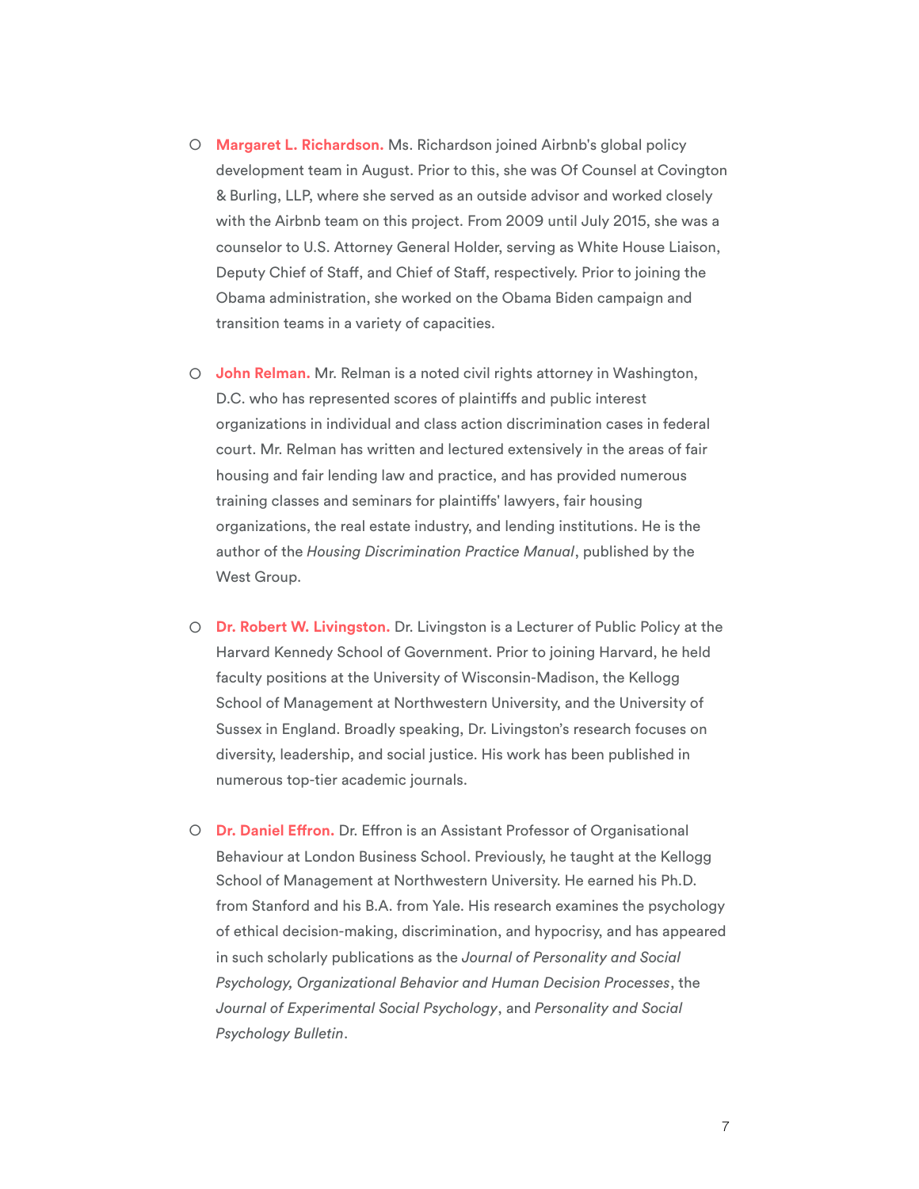- **Margaret L. Richardson.** Ms. Richardson joined Airbnb's global policy development team in August. Prior to this, she was Of Counsel at Covington & Burling, LLP, where she served as an outside advisor and worked closely with the Airbnb team on this project. From 2009 until July 2015, she was a counselor to U.S. Attorney General Holder, serving as White House Liaison, Deputy Chief of Staff, and Chief of Staff, respectively. Prior to joining the Obama administration, she worked on the Obama Biden campaign and transition teams in a variety of capacities.

- **John Relman.** Mr. Relman is a noted civil rights attorney in Washington, D.C. who has represented scores of plaintiffs and public interest organizations in individual and class action discrimination cases in federal court. Mr. Relman has written and lectured extensively in the areas of fair housing and fair lending law and practice, and has provided numerous training classes and seminars for plaintiffs' lawyers, fair housing organizations, the real estate industry, and lending institutions. He is the author of the *Housing Discrimination Practice Manual*, published by the West Group.

- **Dr. Robert W. Livingston.** Dr. Livingston is a Lecturer of Public Policy at the Harvard Kennedy School of Government. Prior to joining Harvard, he held faculty positions at the University of Wisconsin-Madison, the Kellogg School of Management at Northwestern University, and the University of Sussex in England. Broadly speaking, Dr. Livingston's research focuses on diversity, leadership, and social justice. His work has been published in numerous top-tier academic journals.

- **Dr. Daniel Effron.** Dr. Effron is an Assistant Professor of Organisational Behaviour at London Business School. Previously, he taught at the Kellogg School of Management at Northwestern University. He earned his Ph.D. from Stanford and his B.A. from Yale. His research examines the psychology of ethical decision-making, discrimination, and hypocrisy, and has appeared in such scholarly publications as the *Journal of Personality and Social Psychology, Organizational Behavior and Human Decision Processes*, the *Journal of Experimental Social Psychology*, and *Personality and Social Psychology Bulletin*.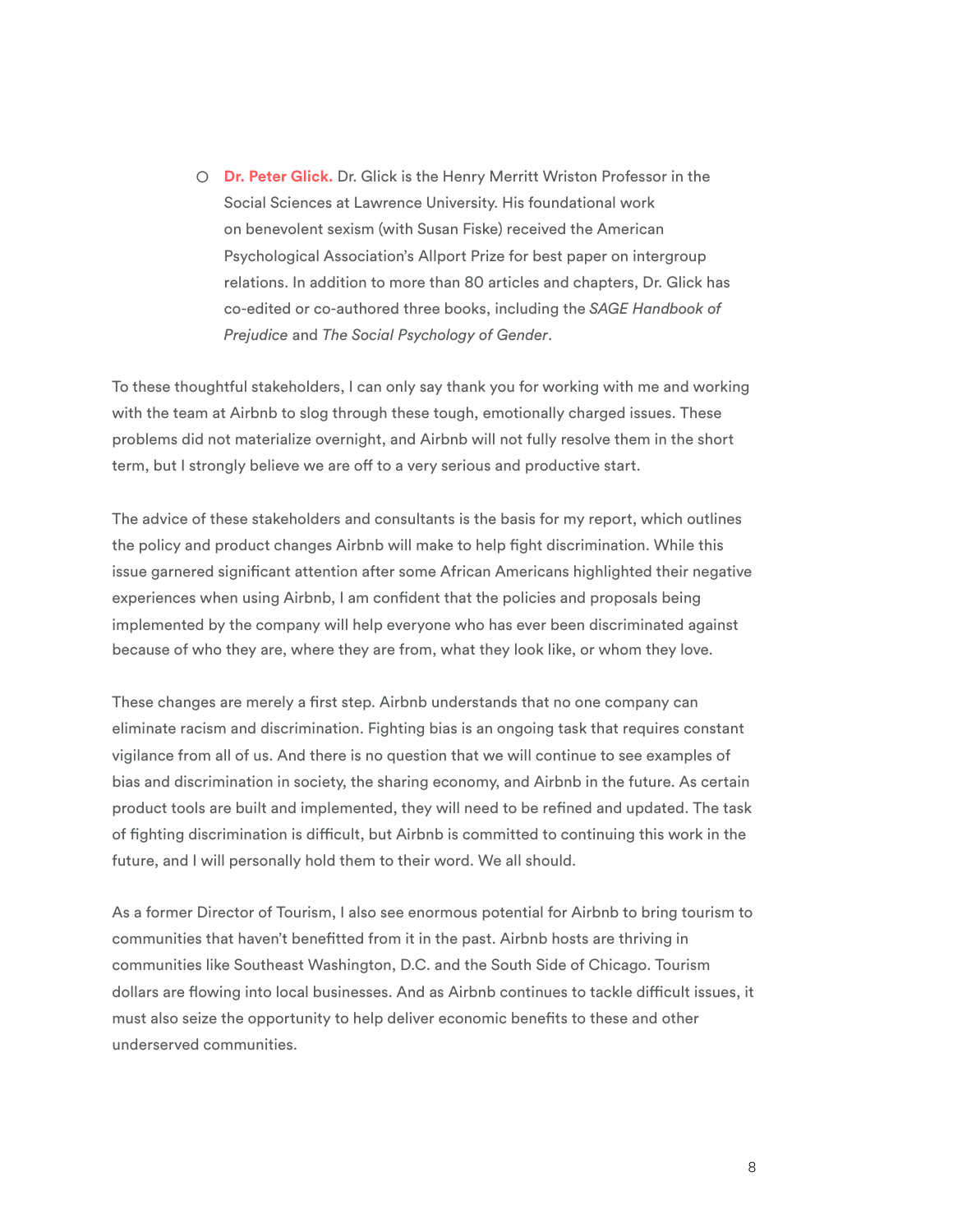- **Dr. Peter Glick.** Dr. Glick is the Henry Merritt Wriston Professor in the Social Sciences at Lawrence University. His foundational work on benevolent sexism (with Susan Fiske) received the American Psychological Association's Allport Prize for best paper on intergroup relations. In addition to more than 80 articles and chapters, Dr. Glick has co-edited or co-authored three books, including the *SAGE Handbook of Prejudice* and *The Social Psychology of Gender*.

To these thoughtful stakeholders, I can only say thank you for working with me and working with the team at Airbnb to slog through these tough, emotionally charged issues. These problems did not materialize overnight, and Airbnb will not fully resolve them in the short term, but I strongly believe we are off to a very serious and productive start.

The advice of these stakeholders and consultants is the basis for my report, which outlines the policy and product changes Airbnb will make to help fight discrimination. While this issue garnered significant attention after some African Americans highlighted their negative experiences when using Airbnb, I am confident that the policies and proposals being implemented by the company will help everyone who has ever been discriminated against because of who they are, where they are from, what they look like, or whom they love.

These changes are merely a first step. Airbnb understands that no one company can eliminate racism and discrimination. Fighting bias is an ongoing task that requires constant vigilance from all of us. And there is no question that we will continue to see examples of bias and discrimination in society, the sharing economy, and Airbnb in the future. As certain product tools are built and implemented, they will need to be refined and updated. The task of fighting discrimination is difficult, but Airbnb is committed to continuing this work in the future, and I will personally hold them to their word. We all should.

As a former Director of Tourism, I also see enormous potential for Airbnb to bring tourism to communities that haven't benefitted from it in the past. Airbnb hosts are thriving in communities like Southeast Washington, D.C. and the South Side of Chicago. Tourism dollars are flowing into local businesses. And as Airbnb continues to tackle difficult issues, it must also seize the opportunity to help deliver economic benefits to these and other underserved communities.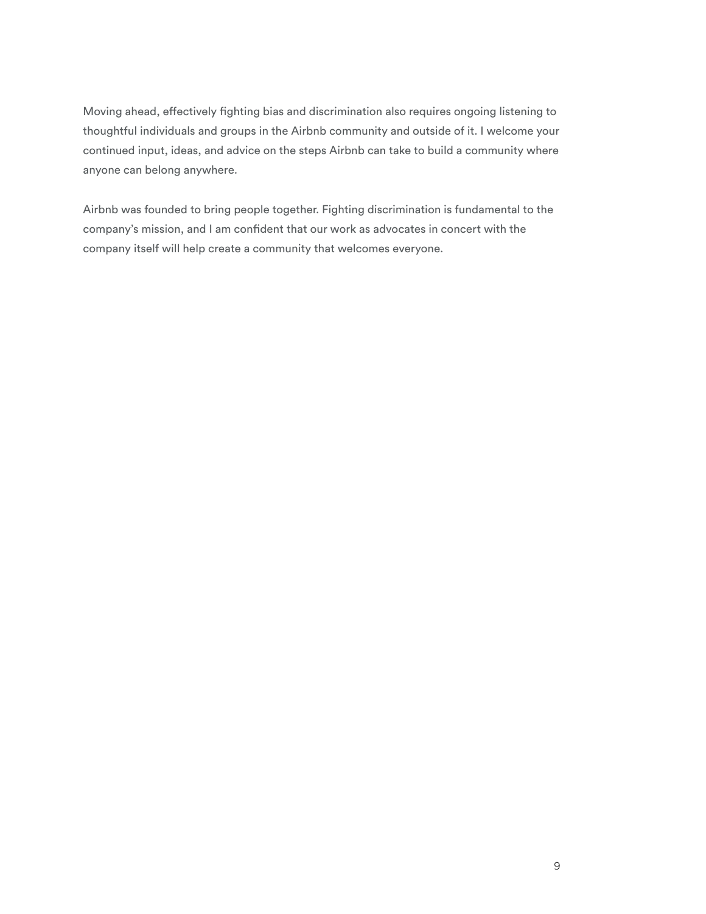Moving ahead, effectively fighting bias and discrimination also requires ongoing listening to thoughtful individuals and groups in the Airbnb community and outside of it. I welcome your continued input, ideas, and advice on the steps Airbnb can take to build a community where anyone can belong anywhere.

Airbnb was founded to bring people together. Fighting discrimination is fundamental to the company's mission, and I am confident that our work as advocates in concert with the company itself will help create a community that welcomes everyone.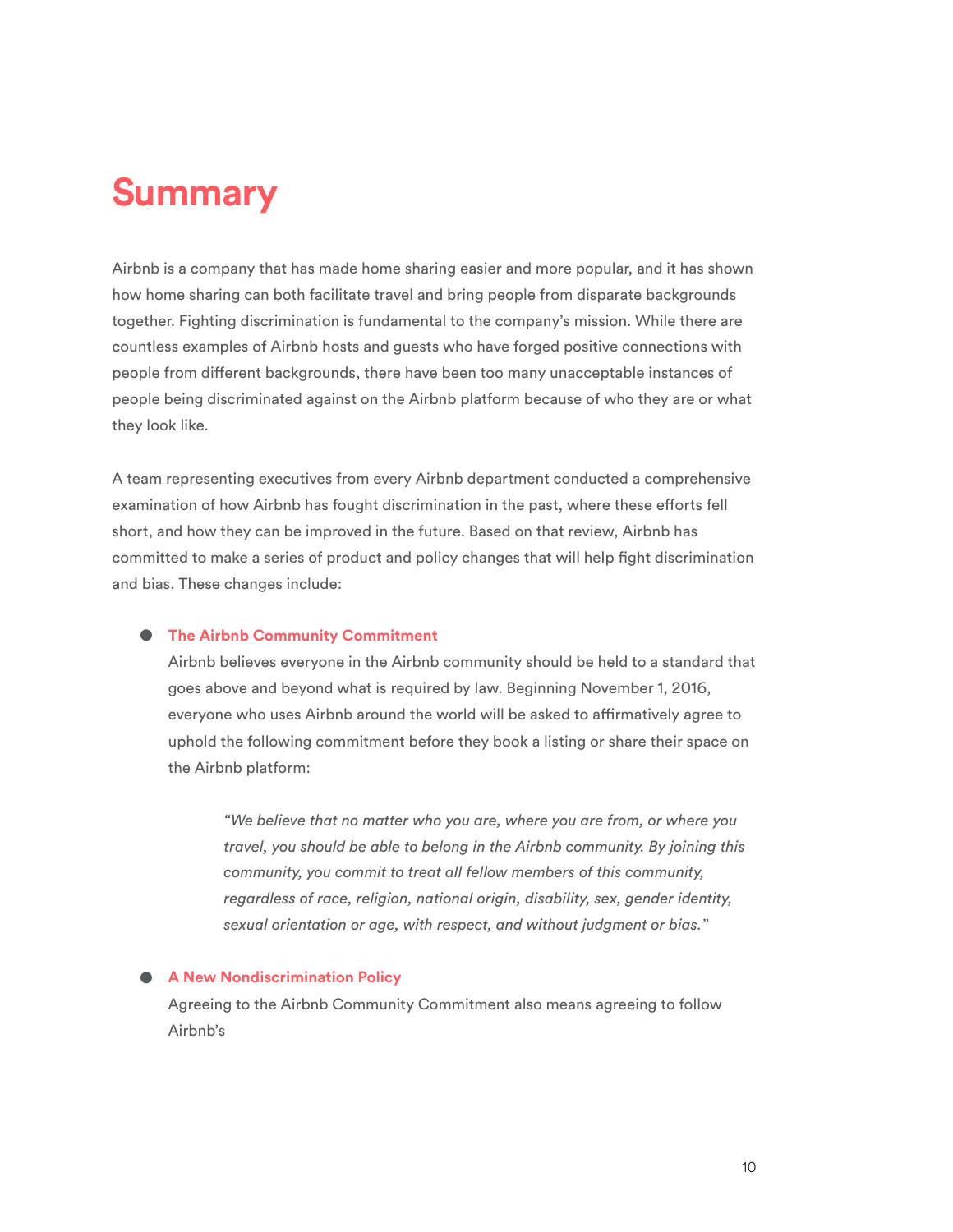# Summary

Airbnb is a company that has made home sharing easier and more popular, and it has shown how home sharing can both facilitate travel and bring people from disparate backgrounds together. Fighting discrimination is fundamental to the company's mission. While there are countless examples of Airbnb hosts and guests who have forged positive connections with people from different backgrounds, there have been too many unacceptable instances of people being discriminated against on the Airbnb platform because of who they are or what they look like.

A team representing executives from every Airbnb department conducted a comprehensive examination of how Airbnb has fought discrimination in the past, where these efforts fell short, and how they can be improved in the future. Based on that review, Airbnb has committed to make a series of product and policy changes that will help fight discrimination and bias. These changes include:

- **The Airbnb Community Commitment**
  Airbnb believes everyone in the Airbnb community should be held to a standard that goes above and beyond what is required by law. Beginning November 1, 2016, everyone who uses Airbnb around the world will be asked to affirmatively agree to uphold the following commitment before they book a listing or share their space on the Airbnb platform:

  > *"We believe that no matter who you are, where you are from, or where you travel, you should be able to belong in the Airbnb community. By joining this community, you commit to treat all fellow members of this community, regardless of race, religion, national origin, disability, sex, gender identity, sexual orientation or age, with respect, and without judgment or bias."*

- **A New Nondiscrimination Policy**
  Agreeing to the Airbnb Community Commitment also means agreeing to follow Airbnb's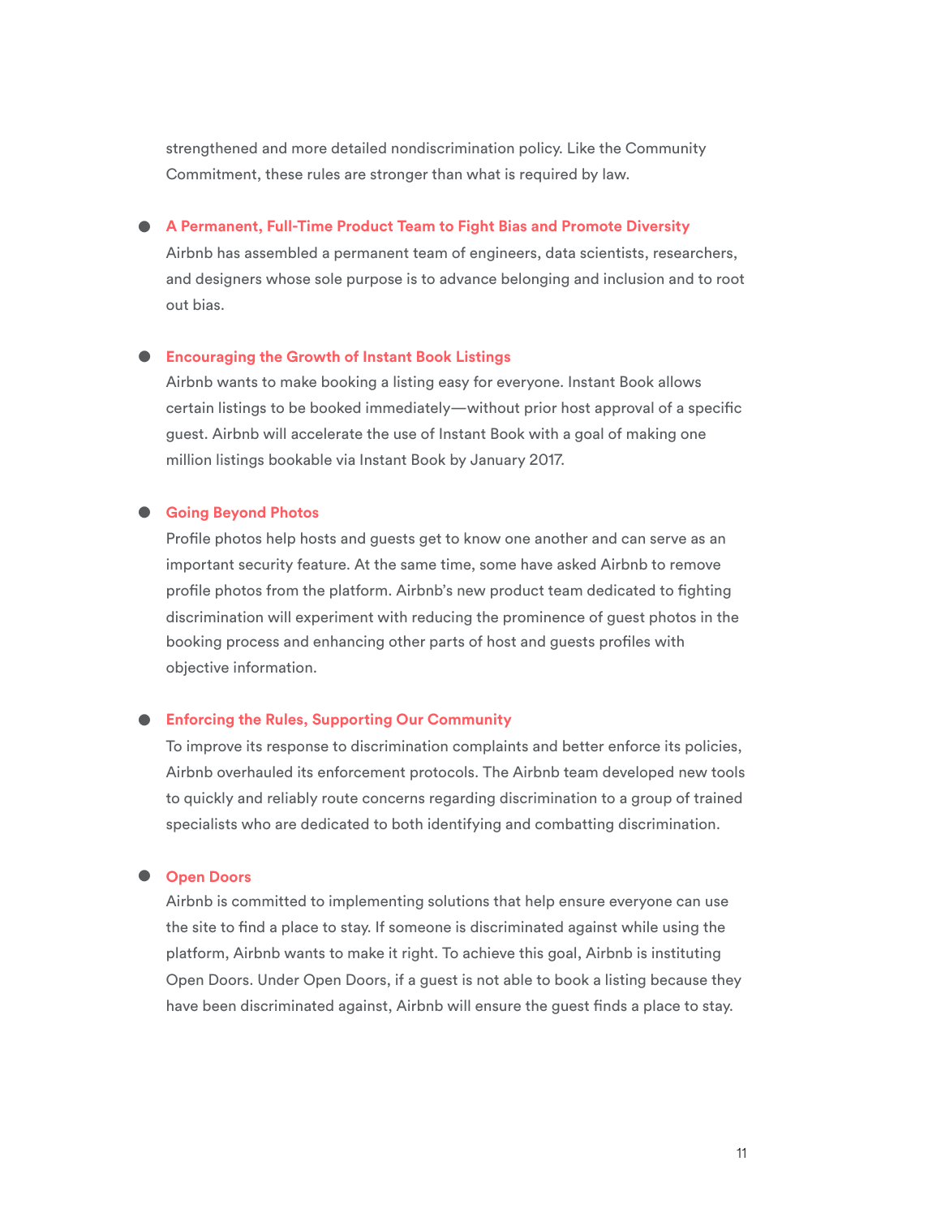strengthened and more detailed nondiscrimination policy. Like the Community Commitment, these rules are stronger than what is required by law.

- **A Permanent, Full-Time Product Team to Fight Bias and Promote Diversity**
  Airbnb has assembled a permanent team of engineers, data scientists, researchers, and designers whose sole purpose is to advance belonging and inclusion and to root out bias.

- **Encouraging the Growth of Instant Book Listings**
  Airbnb wants to make booking a listing easy for everyone. Instant Book allows certain listings to be booked immediately—without prior host approval of a specific guest. Airbnb will accelerate the use of Instant Book with a goal of making one million listings bookable via Instant Book by January 2017.

- **Going Beyond Photos**
  Profile photos help hosts and guests get to know one another and can serve as an important security feature. At the same time, some have asked Airbnb to remove profile photos from the platform. Airbnb's new product team dedicated to fighting discrimination will experiment with reducing the prominence of guest photos in the booking process and enhancing other parts of host and guests profiles with objective information.

- **Enforcing the Rules, Supporting Our Community**
  To improve its response to discrimination complaints and better enforce its policies, Airbnb overhauled its enforcement protocols. The Airbnb team developed new tools to quickly and reliably route concerns regarding discrimination to a group of trained specialists who are dedicated to both identifying and combatting discrimination.

- **Open Doors**
  Airbnb is committed to implementing solutions that help ensure everyone can use the site to find a place to stay. If someone is discriminated against while using the platform, Airbnb wants to make it right. To achieve this goal, Airbnb is instituting Open Doors. Under Open Doors, if a guest is not able to book a listing because they have been discriminated against, Airbnb will ensure the guest finds a place to stay.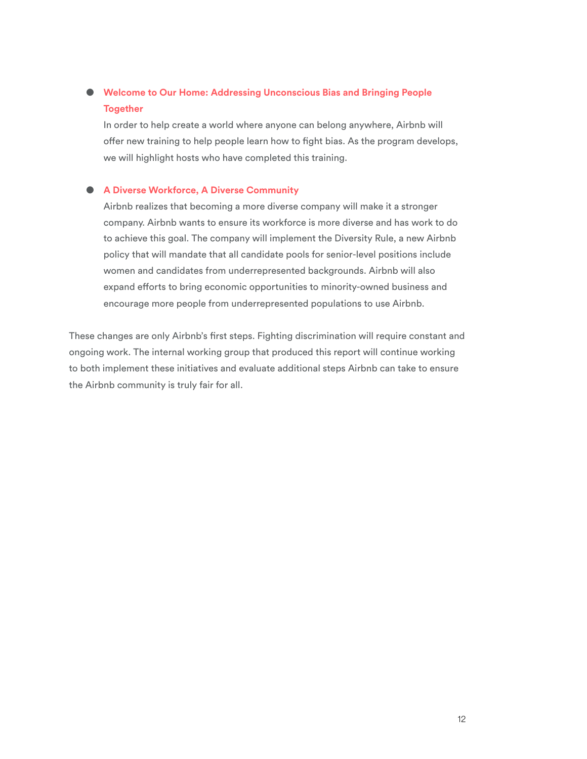- **Welcome to Our Home: Addressing Unconscious Bias and Bringing People Together**
  In order to help create a world where anyone can belong anywhere, Airbnb will offer new training to help people learn how to fight bias. As the program develops, we will highlight hosts who have completed this training.

- **A Diverse Workforce, A Diverse Community**
  Airbnb realizes that becoming a more diverse company will make it a stronger company. Airbnb wants to ensure its workforce is more diverse and has work to do to achieve this goal. The company will implement the Diversity Rule, a new Airbnb policy that will mandate that all candidate pools for senior-level positions include women and candidates from underrepresented backgrounds. Airbnb will also expand efforts to bring economic opportunities to minority-owned business and encourage more people from underrepresented populations to use Airbnb.

These changes are only Airbnb's first steps. Fighting discrimination will require constant and ongoing work. The internal working group that produced this report will continue working to both implement these initiatives and evaluate additional steps Airbnb can take to ensure the Airbnb community is truly fair for all.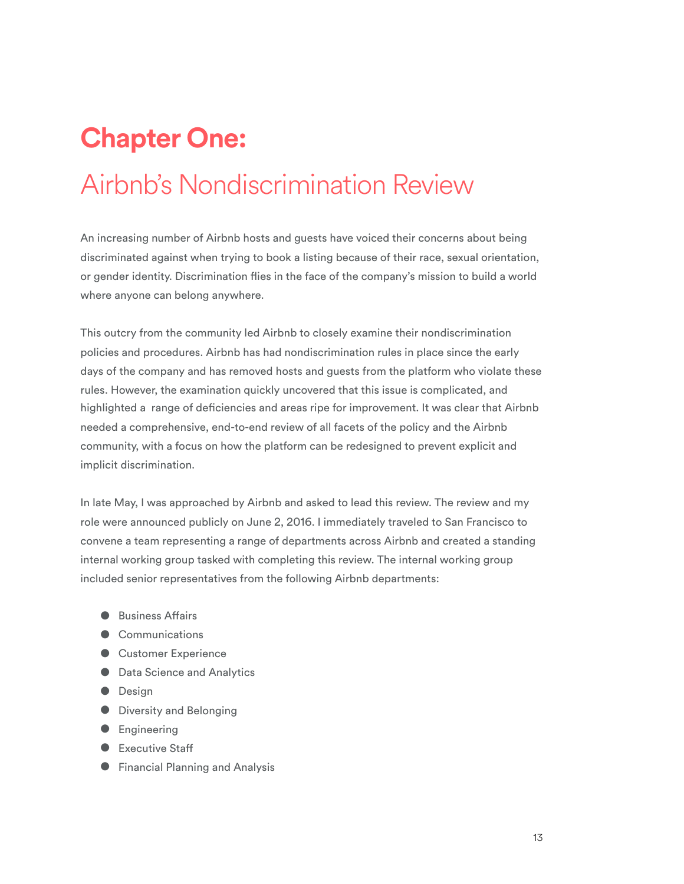# Chapter One:

## Airbnb's Nondiscrimination Review

An increasing number of Airbnb hosts and guests have voiced their concerns about being discriminated against when trying to book a listing because of their race, sexual orientation, or gender identity. Discrimination flies in the face of the company's mission to build a world where anyone can belong anywhere.

This outcry from the community led Airbnb to closely examine their nondiscrimination policies and procedures. Airbnb has had nondiscrimination rules in place since the early days of the company and has removed hosts and guests from the platform who violate these rules. However, the examination quickly uncovered that this issue is complicated, and highlighted a range of deficiencies and areas ripe for improvement. It was clear that Airbnb needed a comprehensive, end-to-end review of all facets of the policy and the Airbnb community, with a focus on how the platform can be redesigned to prevent explicit and implicit discrimination.

In late May, I was approached by Airbnb and asked to lead this review. The review and my role were announced publicly on June 2, 2016. I immediately traveled to San Francisco to convene a team representing a range of departments across Airbnb and created a standing internal working group tasked with completing this review. The internal working group included senior representatives from the following Airbnb departments:

- Business Affairs
- Communications
- Customer Experience
- Data Science and Analytics
- Design
- Diversity and Belonging
- Engineering
- Executive Staff
- Financial Planning and Analysis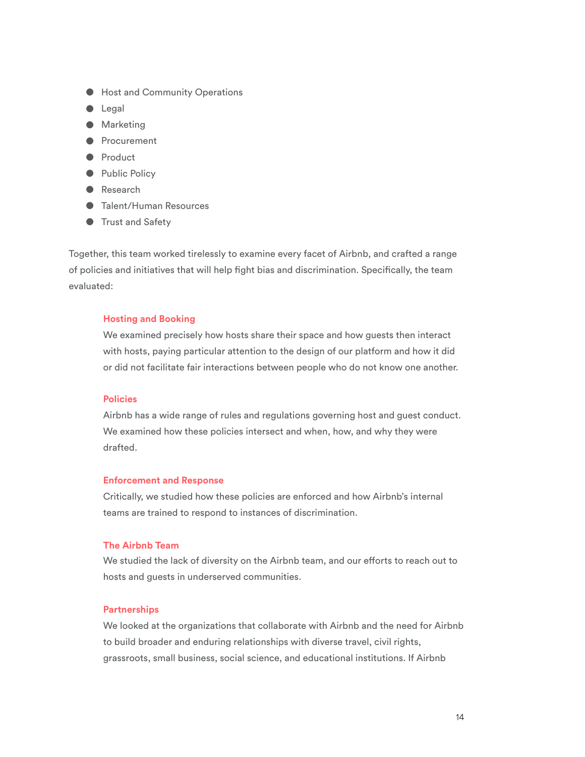- Host and Community Operations
- Legal
- Marketing
- Procurement
- Product
- Public Policy
- Research
- Talent/Human Resources
- Trust and Safety

Together, this team worked tirelessly to examine every facet of Airbnb, and crafted a range of policies and initiatives that will help fight bias and discrimination. Specifically, the team evaluated:

> **Hosting and Booking**
> We examined precisely how hosts share their space and how guests then interact with hosts, paying particular attention to the design of our platform and how it did or did not facilitate fair interactions between people who do not know one another.
>
> **Policies**
> Airbnb has a wide range of rules and regulations governing host and guest conduct. We examined how these policies intersect and when, how, and why they were drafted.
>
> **Enforcement and Response**
> Critically, we studied how these policies are enforced and how Airbnb's internal teams are trained to respond to instances of discrimination.
>
> **The Airbnb Team**
> We studied the lack of diversity on the Airbnb team, and our efforts to reach out to hosts and guests in underserved communities.
>
> **Partnerships**
> We looked at the organizations that collaborate with Airbnb and the need for Airbnb to build broader and enduring relationships with diverse travel, civil rights, grassroots, small business, social science, and educational institutions. If Airbnb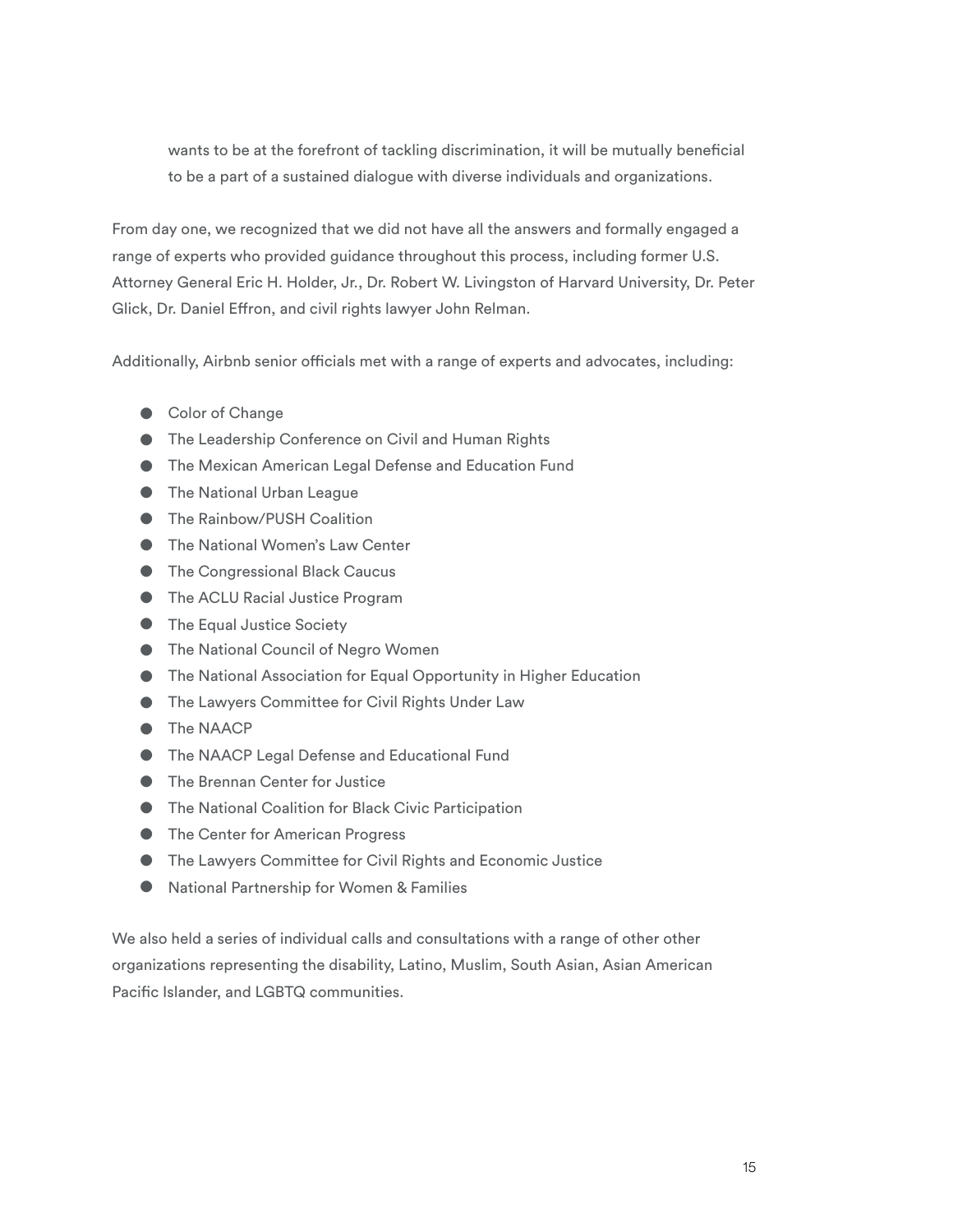wants to be at the forefront of tackling discrimination, it will be mutually beneficial to be a part of a sustained dialogue with diverse individuals and organizations.

From day one, we recognized that we did not have all the answers and formally engaged a range of experts who provided guidance throughout this process, including former U.S. Attorney General Eric H. Holder, Jr., Dr. Robert W. Livingston of Harvard University, Dr. Peter Glick, Dr. Daniel Effron, and civil rights lawyer John Relman.

Additionally, Airbnb senior officials met with a range of experts and advocates, including:

- Color of Change
- The Leadership Conference on Civil and Human Rights
- The Mexican American Legal Defense and Education Fund
- The National Urban League
- The Rainbow/PUSH Coalition
- The National Women's Law Center
- The Congressional Black Caucus
- The ACLU Racial Justice Program
- The Equal Justice Society
- The National Council of Negro Women
- The National Association for Equal Opportunity in Higher Education
- The Lawyers Committee for Civil Rights Under Law
- The NAACP
- The NAACP Legal Defense and Educational Fund
- The Brennan Center for Justice
- The National Coalition for Black Civic Participation
- The Center for American Progress
- The Lawyers Committee for Civil Rights and Economic Justice
- National Partnership for Women & Families

We also held a series of individual calls and consultations with a range of other other organizations representing the disability, Latino, Muslim, South Asian, Asian American Pacific Islander, and LGBTQ communities.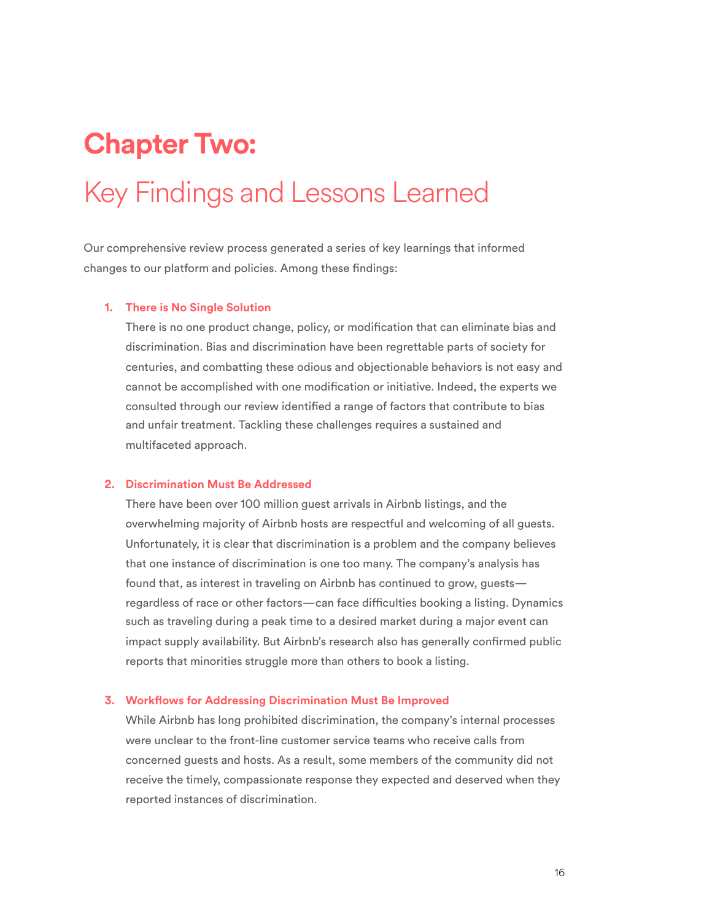# Chapter Two:

## Key Findings and Lessons Learned

Our comprehensive review process generated a series of key learnings that informed changes to our platform and policies. Among these findings:

1. **There is No Single Solution**
   There is no one product change, policy, or modification that can eliminate bias and discrimination. Bias and discrimination have been regrettable parts of society for centuries, and combatting these odious and objectionable behaviors is not easy and cannot be accomplished with one modification or initiative. Indeed, the experts we consulted through our review identified a range of factors that contribute to bias and unfair treatment. Tackling these challenges requires a sustained and multifaceted approach.

2. **Discrimination Must Be Addressed**
   There have been over 100 million guest arrivals in Airbnb listings, and the overwhelming majority of Airbnb hosts are respectful and welcoming of all guests. Unfortunately, it is clear that discrimination is a problem and the company believes that one instance of discrimination is one too many. The company's analysis has found that, as interest in traveling on Airbnb has continued to grow, guests—regardless of race or other factors—can face difficulties booking a listing. Dynamics such as traveling during a peak time to a desired market during a major event can impact supply availability. But Airbnb's research also has generally confirmed public reports that minorities struggle more than others to book a listing.

3. **Workflows for Addressing Discrimination Must Be Improved**
   While Airbnb has long prohibited discrimination, the company's internal processes were unclear to the front-line customer service teams who receive calls from concerned guests and hosts. As a result, some members of the community did not receive the timely, compassionate response they expected and deserved when they reported instances of discrimination.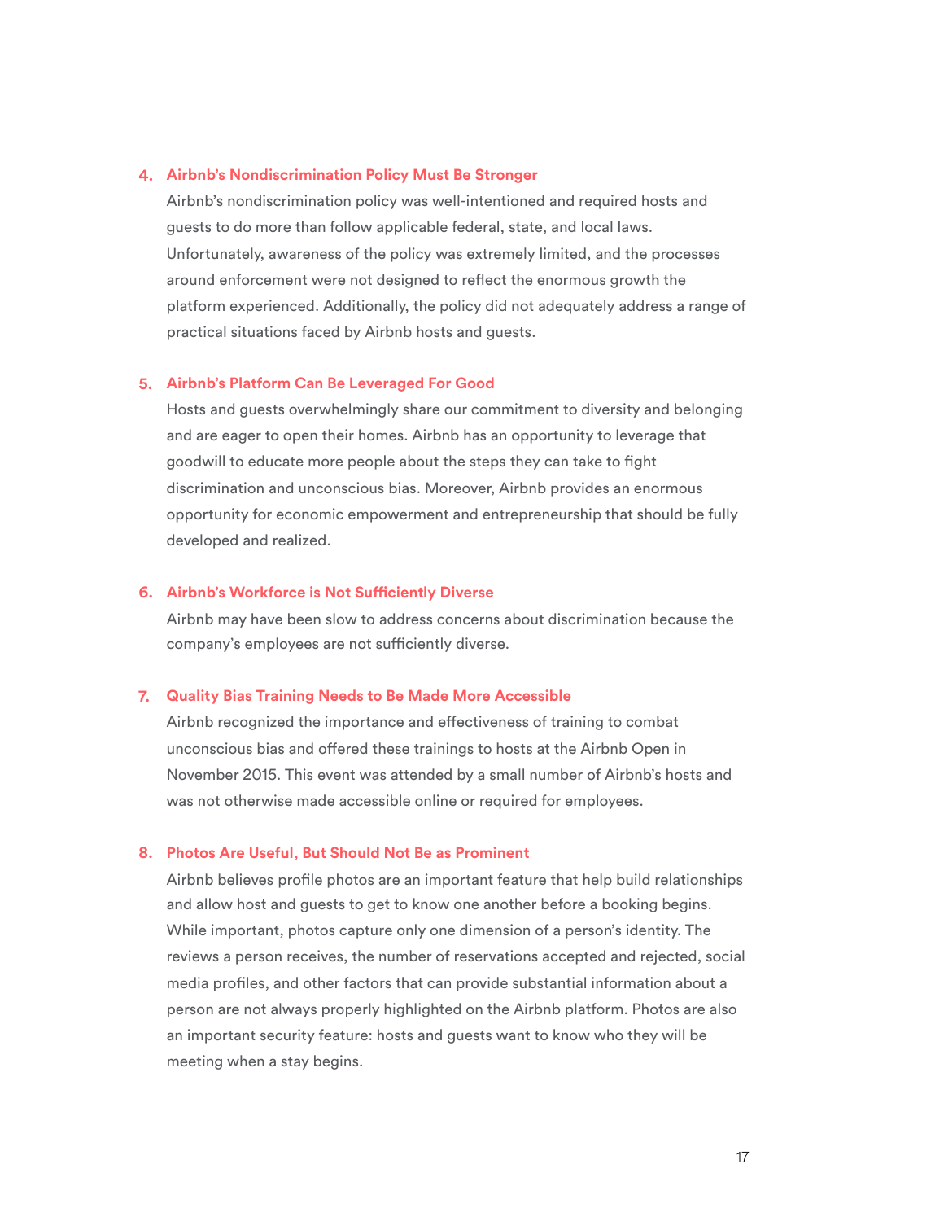### 4. Airbnb's Nondiscrimination Policy Must Be Stronger

Airbnb's nondiscrimination policy was well-intentioned and required hosts and guests to do more than follow applicable federal, state, and local laws. Unfortunately, awareness of the policy was extremely limited, and the processes around enforcement were not designed to reflect the enormous growth the platform experienced. Additionally, the policy did not adequately address a range of practical situations faced by Airbnb hosts and guests.

### 5. Airbnb's Platform Can Be Leveraged For Good

Hosts and guests overwhelmingly share our commitment to diversity and belonging and are eager to open their homes. Airbnb has an opportunity to leverage that goodwill to educate more people about the steps they can take to fight discrimination and unconscious bias. Moreover, Airbnb provides an enormous opportunity for economic empowerment and entrepreneurship that should be fully developed and realized.

### 6. Airbnb's Workforce is Not Sufficiently Diverse

Airbnb may have been slow to address concerns about discrimination because the company's employees are not sufficiently diverse.

### 7. Quality Bias Training Needs to Be Made More Accessible

Airbnb recognized the importance and effectiveness of training to combat unconscious bias and offered these trainings to hosts at the Airbnb Open in November 2015. This event was attended by a small number of Airbnb's hosts and was not otherwise made accessible online or required for employees.

### 8. Photos Are Useful, But Should Not Be as Prominent

Airbnb believes profile photos are an important feature that help build relationships and allow host and guests to get to know one another before a booking begins. While important, photos capture only one dimension of a person's identity. The reviews a person receives, the number of reservations accepted and rejected, social media profiles, and other factors that can provide substantial information about a person are not always properly highlighted on the Airbnb platform. Photos are also an important security feature: hosts and guests want to know who they will be meeting when a stay begins.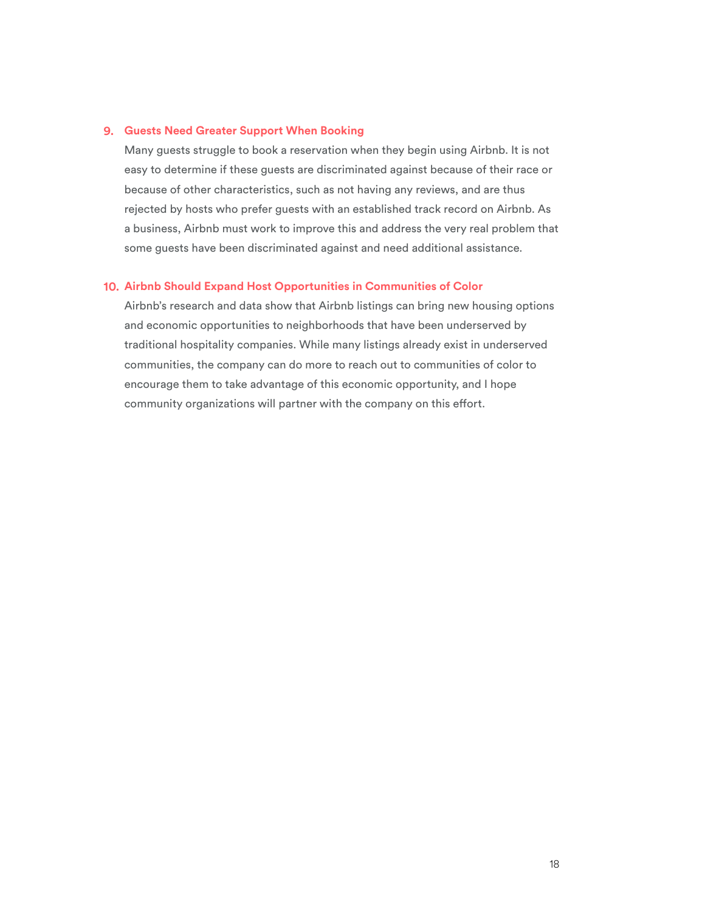9. **Guests Need Greater Support When Booking**

   Many guests struggle to book a reservation when they begin using Airbnb. It is not easy to determine if these guests are discriminated against because of their race or because of other characteristics, such as not having any reviews, and are thus rejected by hosts who prefer guests with an established track record on Airbnb. As a business, Airbnb must work to improve this and address the very real problem that some guests have been discriminated against and need additional assistance.

10. **Airbnb Should Expand Host Opportunities in Communities of Color**

    Airbnb's research and data show that Airbnb listings can bring new housing options and economic opportunities to neighborhoods that have been underserved by traditional hospitality companies. While many listings already exist in underserved communities, the company can do more to reach out to communities of color to encourage them to take advantage of this economic opportunity, and I hope community organizations will partner with the company on this effort.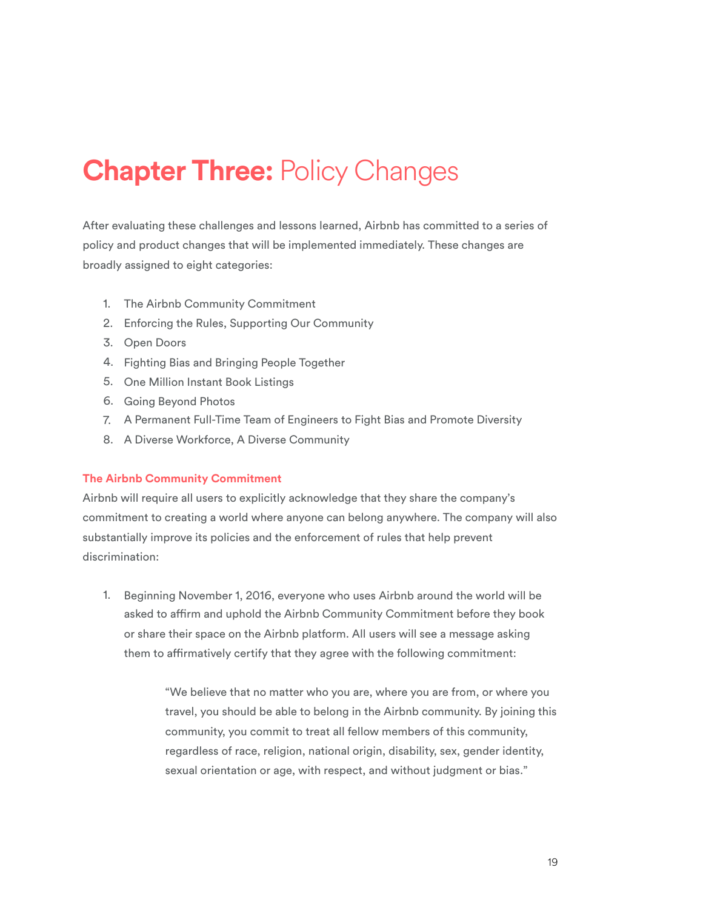# **Chapter Three:** Policy Changes

After evaluating these challenges and lessons learned, Airbnb has committed to a series of policy and product changes that will be implemented immediately. These changes are broadly assigned to eight categories:

1. The Airbnb Community Commitment
2. Enforcing the Rules, Supporting Our Community
3. Open Doors
4. Fighting Bias and Bringing People Together
5. One Million Instant Book Listings
6. Going Beyond Photos
7. A Permanent Full-Time Team of Engineers to Fight Bias and Promote Diversity
8. A Diverse Workforce, A Diverse Community

### The Airbnb Community Commitment

Airbnb will require all users to explicitly acknowledge that they share the company's commitment to creating a world where anyone can belong anywhere. The company will also substantially improve its policies and the enforcement of rules that help prevent discrimination:

1. Beginning November 1, 2016, everyone who uses Airbnb around the world will be asked to affirm and uphold the Airbnb Community Commitment before they book or share their space on the Airbnb platform. All users will see a message asking them to affirmatively certify that they agree with the following commitment:

   > "We believe that no matter who you are, where you are from, or where you travel, you should be able to belong in the Airbnb community. By joining this community, you commit to treat all fellow members of this community, regardless of race, religion, national origin, disability, sex, gender identity, sexual orientation or age, with respect, and without judgment or bias."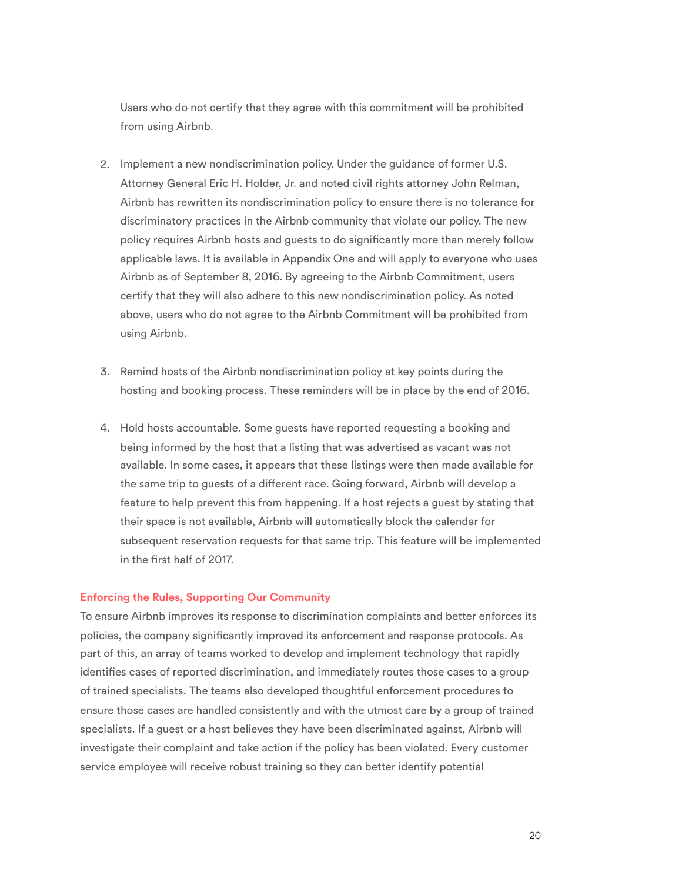Users who do not certify that they agree with this commitment will be prohibited from using Airbnb.

2. Implement a new nondiscrimination policy. Under the guidance of former U.S. Attorney General Eric H. Holder, Jr. and noted civil rights attorney John Relman, Airbnb has rewritten its nondiscrimination policy to ensure there is no tolerance for discriminatory practices in the Airbnb community that violate our policy. The new policy requires Airbnb hosts and guests to do significantly more than merely follow applicable laws. It is available in Appendix One and will apply to everyone who uses Airbnb as of September 8, 2016. By agreeing to the Airbnb Commitment, users certify that they will also adhere to this new nondiscrimination policy. As noted above, users who do not agree to the Airbnb Commitment will be prohibited from using Airbnb.

3. Remind hosts of the Airbnb nondiscrimination policy at key points during the hosting and booking process. These reminders will be in place by the end of 2016.

4. Hold hosts accountable. Some guests have reported requesting a booking and being informed by the host that a listing that was advertised as vacant was not available. In some cases, it appears that these listings were then made available for the same trip to guests of a different race. Going forward, Airbnb will develop a feature to help prevent this from happening. If a host rejects a guest by stating that their space is not available, Airbnb will automatically block the calendar for subsequent reservation requests for that same trip. This feature will be implemented in the first half of 2017.

### Enforcing the Rules, Supporting Our Community

To ensure Airbnb improves its response to discrimination complaints and better enforces its policies, the company significantly improved its enforcement and response protocols. As part of this, an array of teams worked to develop and implement technology that rapidly identifies cases of reported discrimination, and immediately routes those cases to a group of trained specialists. The teams also developed thoughtful enforcement procedures to ensure those cases are handled consistently and with the utmost care by a group of trained specialists. If a guest or a host believes they have been discriminated against, Airbnb will investigate their complaint and take action if the policy has been violated. Every customer service employee will receive robust training so they can better identify potential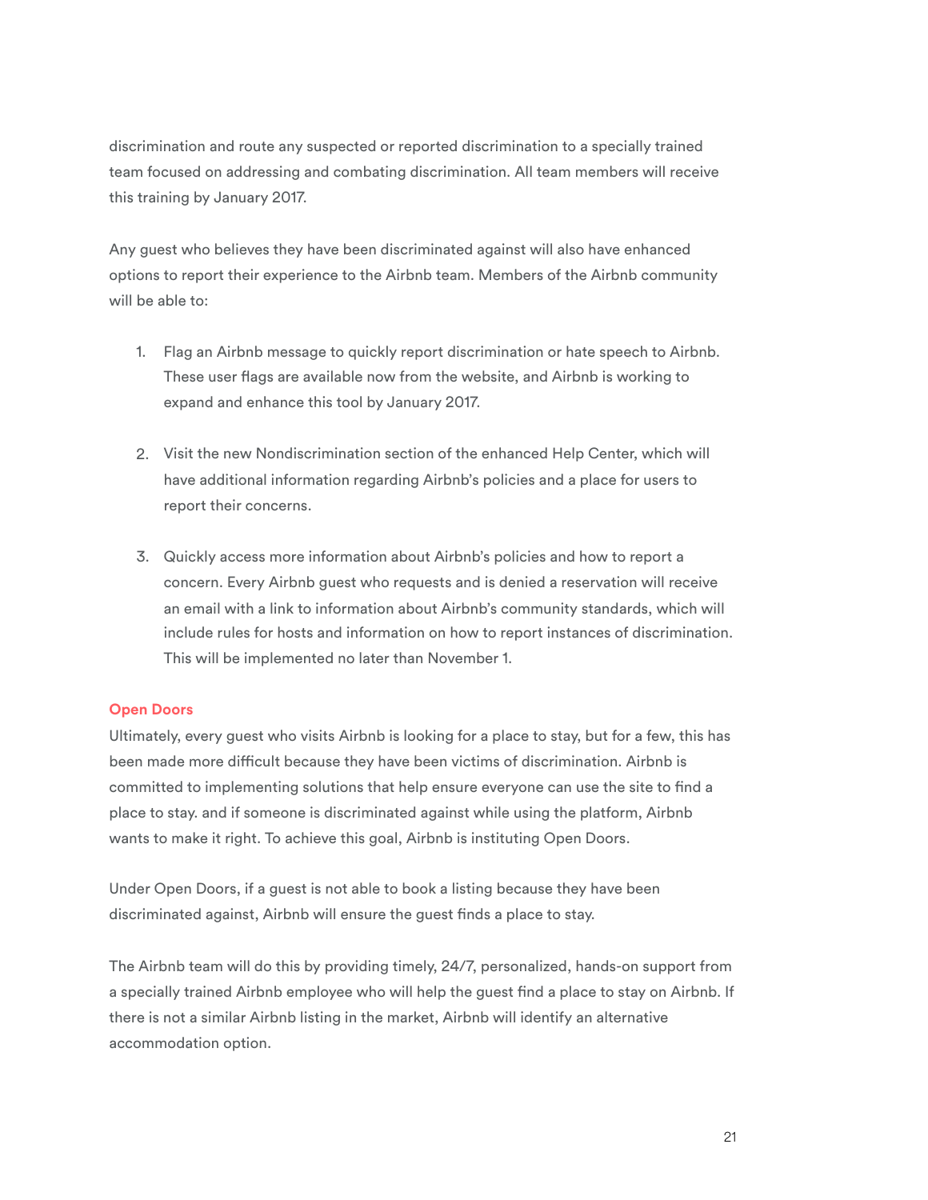discrimination and route any suspected or reported discrimination to a specially trained team focused on addressing and combating discrimination. All team members will receive this training by January 2017.

Any guest who believes they have been discriminated against will also have enhanced options to report their experience to the Airbnb team. Members of the Airbnb community will be able to:

1. Flag an Airbnb message to quickly report discrimination or hate speech to Airbnb. These user flags are available now from the website, and Airbnb is working to expand and enhance this tool by January 2017.

2. Visit the new Nondiscrimination section of the enhanced Help Center, which will have additional information regarding Airbnb's policies and a place for users to report their concerns.

3. Quickly access more information about Airbnb's policies and how to report a concern. Every Airbnb guest who requests and is denied a reservation will receive an email with a link to information about Airbnb's community standards, which will include rules for hosts and information on how to report instances of discrimination. This will be implemented no later than November 1.

### Open Doors

Ultimately, every guest who visits Airbnb is looking for a place to stay, but for a few, this has been made more difficult because they have been victims of discrimination. Airbnb is committed to implementing solutions that help ensure everyone can use the site to find a place to stay. and if someone is discriminated against while using the platform, Airbnb wants to make it right. To achieve this goal, Airbnb is instituting Open Doors.

Under Open Doors, if a guest is not able to book a listing because they have been discriminated against, Airbnb will ensure the guest finds a place to stay.

The Airbnb team will do this by providing timely, 24/7, personalized, hands-on support from a specially trained Airbnb employee who will help the guest find a place to stay on Airbnb. If there is not a similar Airbnb listing in the market, Airbnb will identify an alternative accommodation option.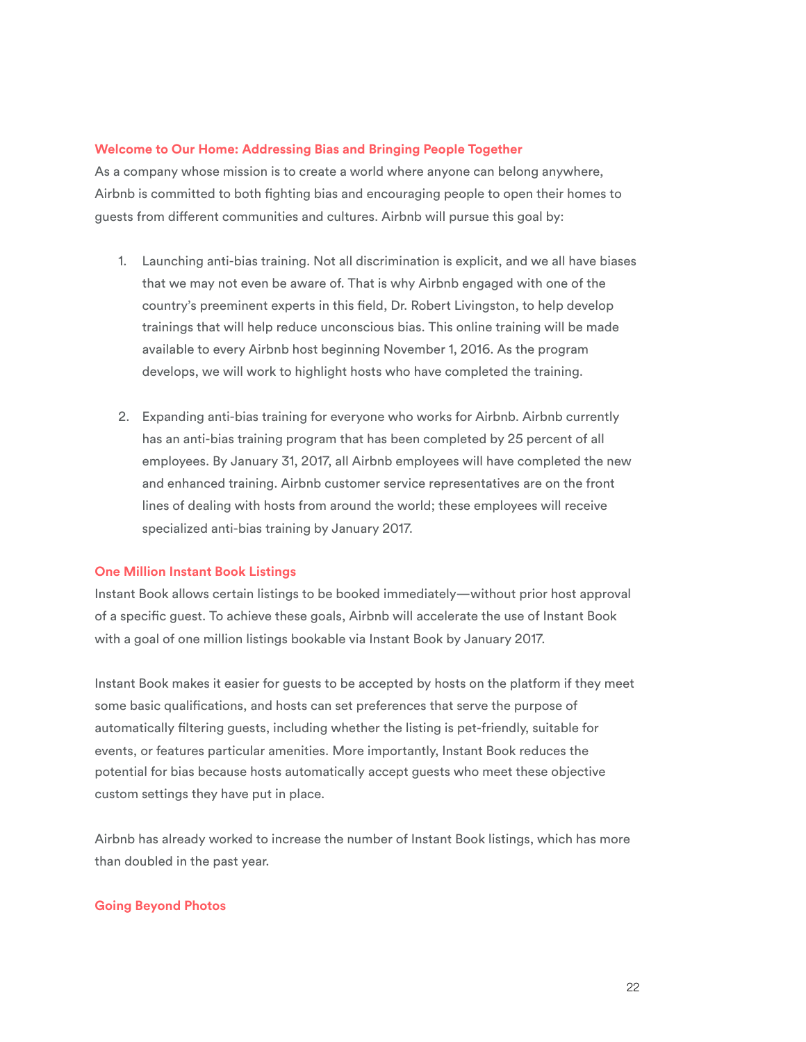### Welcome to Our Home: Addressing Bias and Bringing People Together

As a company whose mission is to create a world where anyone can belong anywhere, Airbnb is committed to both fighting bias and encouraging people to open their homes to guests from different communities and cultures. Airbnb will pursue this goal by:

1. Launching anti-bias training. Not all discrimination is explicit, and we all have biases that we may not even be aware of. That is why Airbnb engaged with one of the country's preeminent experts in this field, Dr. Robert Livingston, to help develop trainings that will help reduce unconscious bias. This online training will be made available to every Airbnb host beginning November 1, 2016. As the program develops, we will work to highlight hosts who have completed the training.

2. Expanding anti-bias training for everyone who works for Airbnb. Airbnb currently has an anti-bias training program that has been completed by 25 percent of all employees. By January 31, 2017, all Airbnb employees will have completed the new and enhanced training. Airbnb customer service representatives are on the front lines of dealing with hosts from around the world; these employees will receive specialized anti-bias training by January 2017.

### One Million Instant Book Listings

Instant Book allows certain listings to be booked immediately—without prior host approval of a specific guest. To achieve these goals, Airbnb will accelerate the use of Instant Book with a goal of one million listings bookable via Instant Book by January 2017.

Instant Book makes it easier for guests to be accepted by hosts on the platform if they meet some basic qualifications, and hosts can set preferences that serve the purpose of automatically filtering guests, including whether the listing is pet-friendly, suitable for events, or features particular amenities. More importantly, Instant Book reduces the potential for bias because hosts automatically accept guests who meet these objective custom settings they have put in place.

Airbnb has already worked to increase the number of Instant Book listings, which has more than doubled in the past year.

### Going Beyond Photos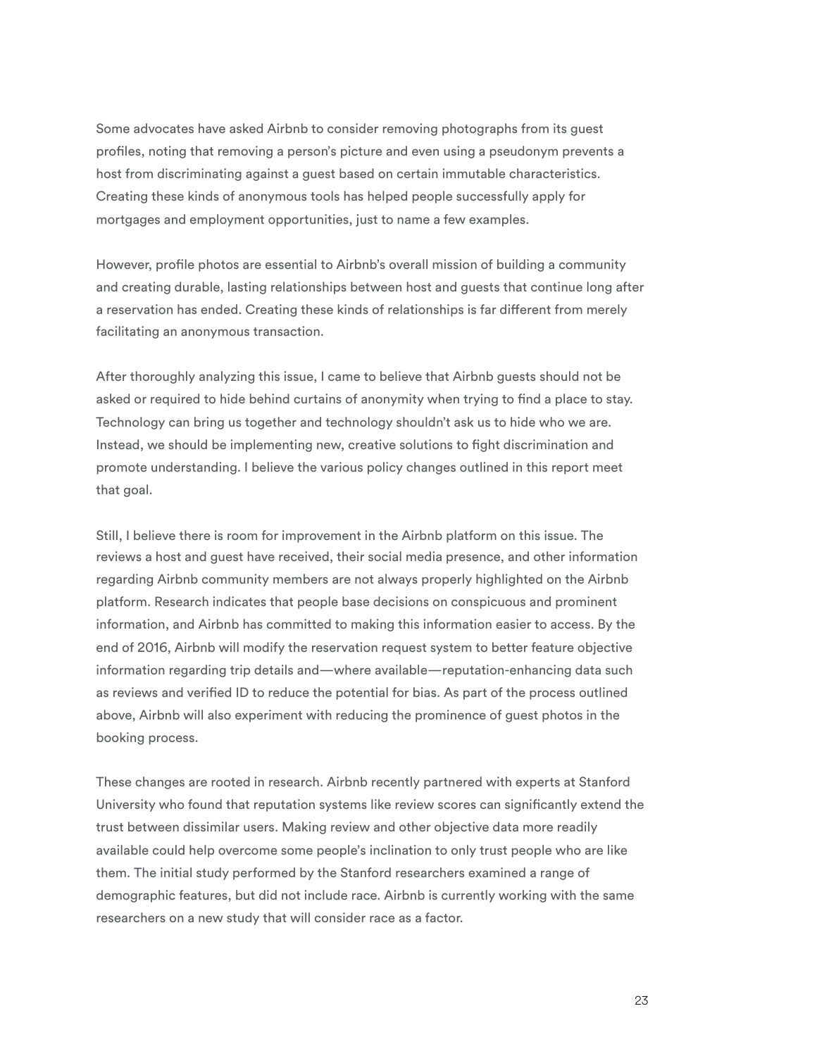Some advocates have asked Airbnb to consider removing photographs from its guest profiles, noting that removing a person's picture and even using a pseudonym prevents a host from discriminating against a guest based on certain immutable characteristics. Creating these kinds of anonymous tools has helped people successfully apply for mortgages and employment opportunities, just to name a few examples.

However, profile photos are essential to Airbnb's overall mission of building a community and creating durable, lasting relationships between host and guests that continue long after a reservation has ended. Creating these kinds of relationships is far different from merely facilitating an anonymous transaction.

After thoroughly analyzing this issue, I came to believe that Airbnb guests should not be asked or required to hide behind curtains of anonymity when trying to find a place to stay. Technology can bring us together and technology shouldn't ask us to hide who we are. Instead, we should be implementing new, creative solutions to fight discrimination and promote understanding. I believe the various policy changes outlined in this report meet that goal.

Still, I believe there is room for improvement in the Airbnb platform on this issue. The reviews a host and guest have received, their social media presence, and other information regarding Airbnb community members are not always properly highlighted on the Airbnb platform. Research indicates that people base decisions on conspicuous and prominent information, and Airbnb has committed to making this information easier to access. By the end of 2016, Airbnb will modify the reservation request system to better feature objective information regarding trip details and—where available—reputation-enhancing data such as reviews and verified ID to reduce the potential for bias. As part of the process outlined above, Airbnb will also experiment with reducing the prominence of guest photos in the booking process.

These changes are rooted in research. Airbnb recently partnered with experts at Stanford University who found that reputation systems like review scores can significantly extend the trust between dissimilar users. Making review and other objective data more readily available could help overcome some people's inclination to only trust people who are like them. The initial study performed by the Stanford researchers examined a range of demographic features, but did not include race. Airbnb is currently working with the same researchers on a new study that will consider race as a factor.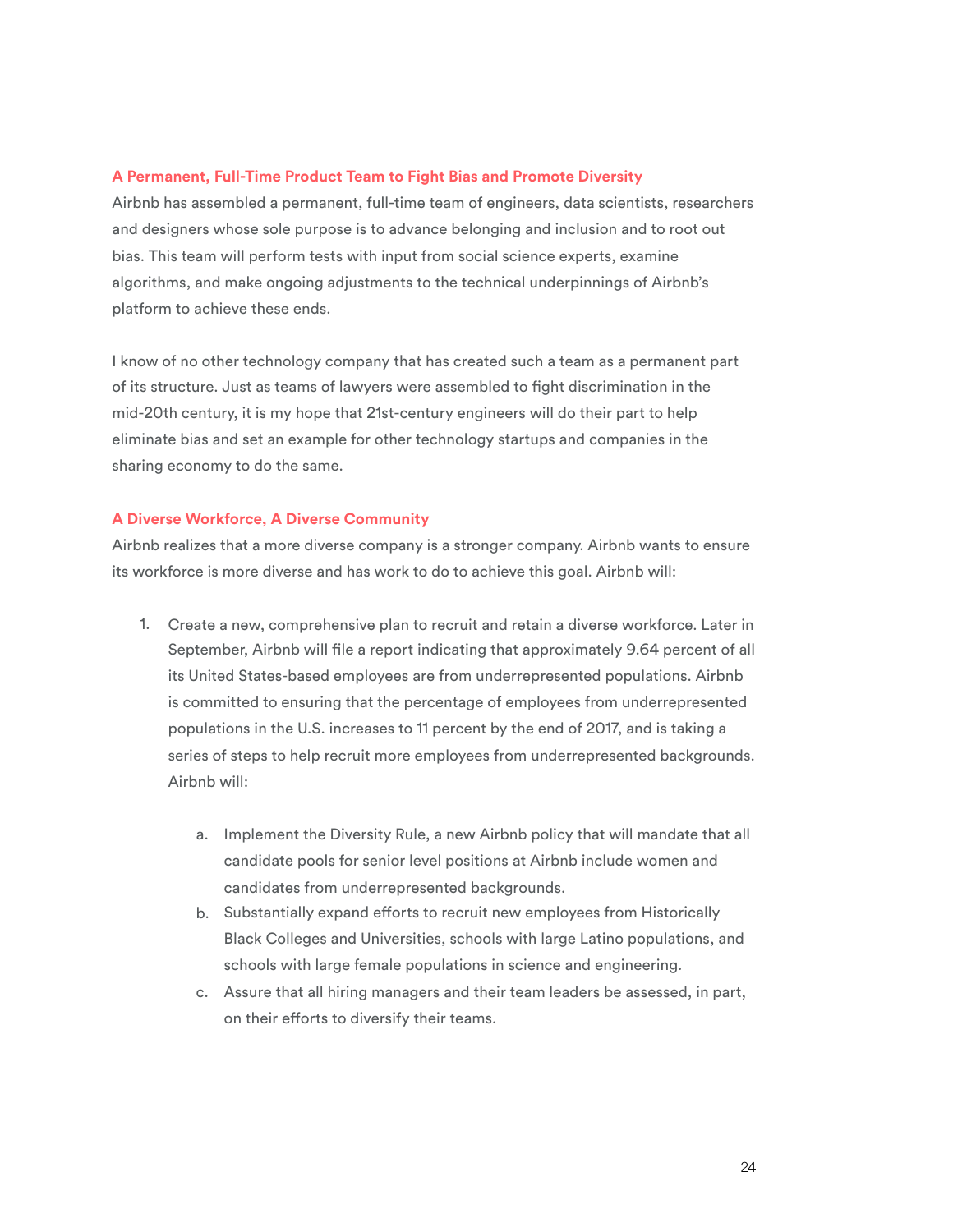### A Permanent, Full-Time Product Team to Fight Bias and Promote Diversity

Airbnb has assembled a permanent, full-time team of engineers, data scientists, researchers and designers whose sole purpose is to advance belonging and inclusion and to root out bias. This team will perform tests with input from social science experts, examine algorithms, and make ongoing adjustments to the technical underpinnings of Airbnb's platform to achieve these ends.

I know of no other technology company that has created such a team as a permanent part of its structure. Just as teams of lawyers were assembled to fight discrimination in the mid-20th century, it is my hope that 21st-century engineers will do their part to help eliminate bias and set an example for other technology startups and companies in the sharing economy to do the same.

### A Diverse Workforce, A Diverse Community

Airbnb realizes that a more diverse company is a stronger company. Airbnb wants to ensure its workforce is more diverse and has work to do to achieve this goal. Airbnb will:

1. Create a new, comprehensive plan to recruit and retain a diverse workforce. Later in September, Airbnb will file a report indicating that approximately 9.64 percent of all its United States-based employees are from underrepresented populations. Airbnb is committed to ensuring that the percentage of employees from underrepresented populations in the U.S. increases to 11 percent by the end of 2017, and is taking a series of steps to help recruit more employees from underrepresented backgrounds. Airbnb will:

    a. Implement the Diversity Rule, a new Airbnb policy that will mandate that all candidate pools for senior level positions at Airbnb include women and candidates from underrepresented backgrounds.

    b. Substantially expand efforts to recruit new employees from Historically Black Colleges and Universities, schools with large Latino populations, and schools with large female populations in science and engineering.

    c. Assure that all hiring managers and their team leaders be assessed, in part, on their efforts to diversify their teams.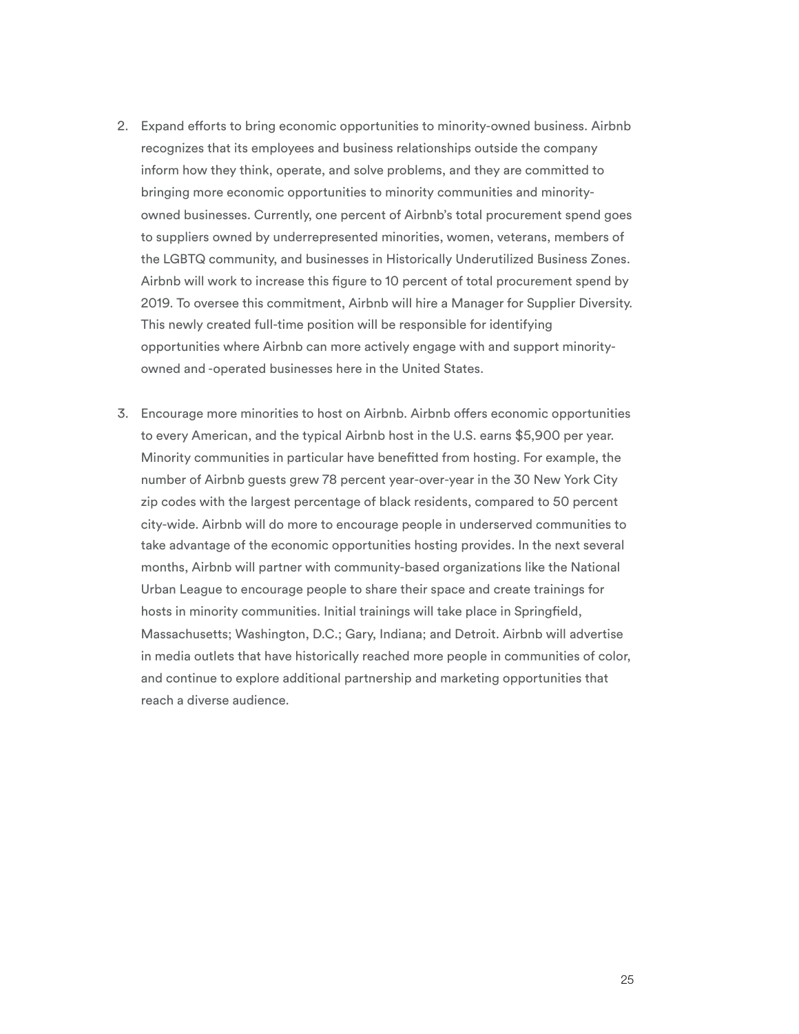2. Expand efforts to bring economic opportunities to minority-owned business. Airbnb recognizes that its employees and business relationships outside the company inform how they think, operate, and solve problems, and they are committed to bringing more economic opportunities to minority communities and minority-owned businesses. Currently, one percent of Airbnb's total procurement spend goes to suppliers owned by underrepresented minorities, women, veterans, members of the LGBTQ community, and businesses in Historically Underutilized Business Zones. Airbnb will work to increase this figure to 10 percent of total procurement spend by 2019. To oversee this commitment, Airbnb will hire a Manager for Supplier Diversity. This newly created full-time position will be responsible for identifying opportunities where Airbnb can more actively engage with and support minority-owned and -operated businesses here in the United States.

3. Encourage more minorities to host on Airbnb. Airbnb offers economic opportunities to every American, and the typical Airbnb host in the U.S. earns $5,900 per year. Minority communities in particular have benefitted from hosting. For example, the number of Airbnb guests grew 78 percent year-over-year in the 30 New York City zip codes with the largest percentage of black residents, compared to 50 percent city-wide. Airbnb will do more to encourage people in underserved communities to take advantage of the economic opportunities hosting provides. In the next several months, Airbnb will partner with community-based organizations like the National Urban League to encourage people to share their space and create trainings for hosts in minority communities. Initial trainings will take place in Springfield, Massachusetts; Washington, D.C.; Gary, Indiana; and Detroit. Airbnb will advertise in media outlets that have historically reached more people in communities of color, and continue to explore additional partnership and marketing opportunities that reach a diverse audience.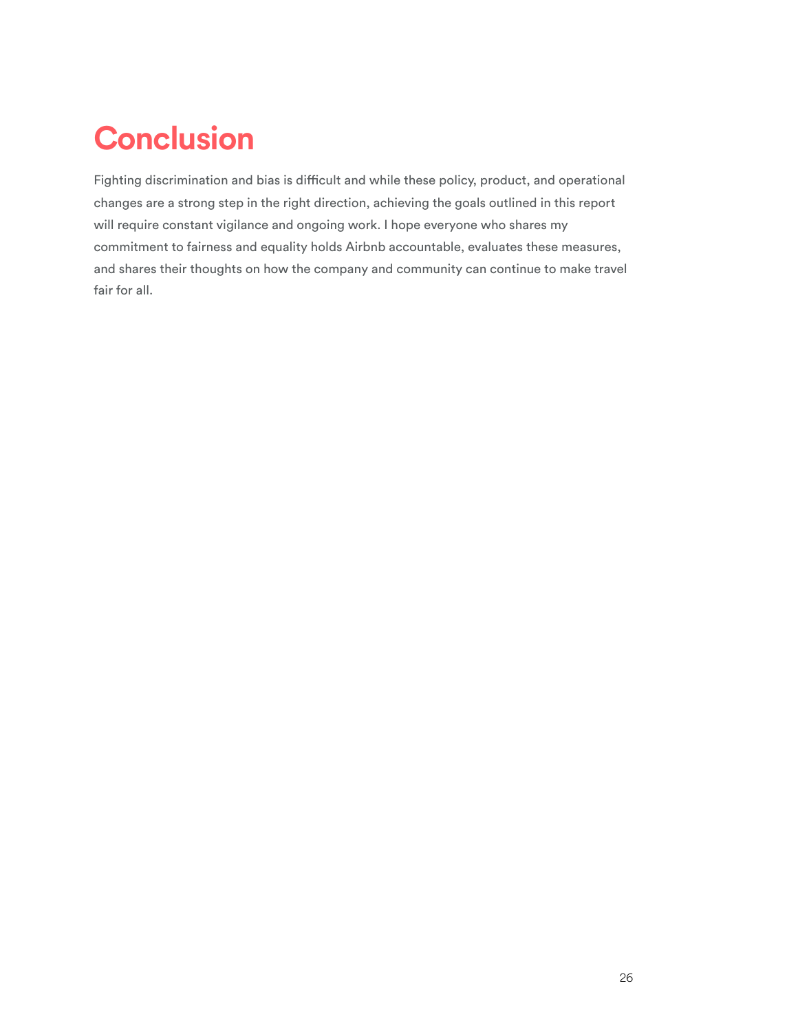# Conclusion

Fighting discrimination and bias is difficult and while these policy, product, and operational changes are a strong step in the right direction, achieving the goals outlined in this report will require constant vigilance and ongoing work. I hope everyone who shares my commitment to fairness and equality holds Airbnb accountable, evaluates these measures, and shares their thoughts on how the company and community can continue to make travel fair for all.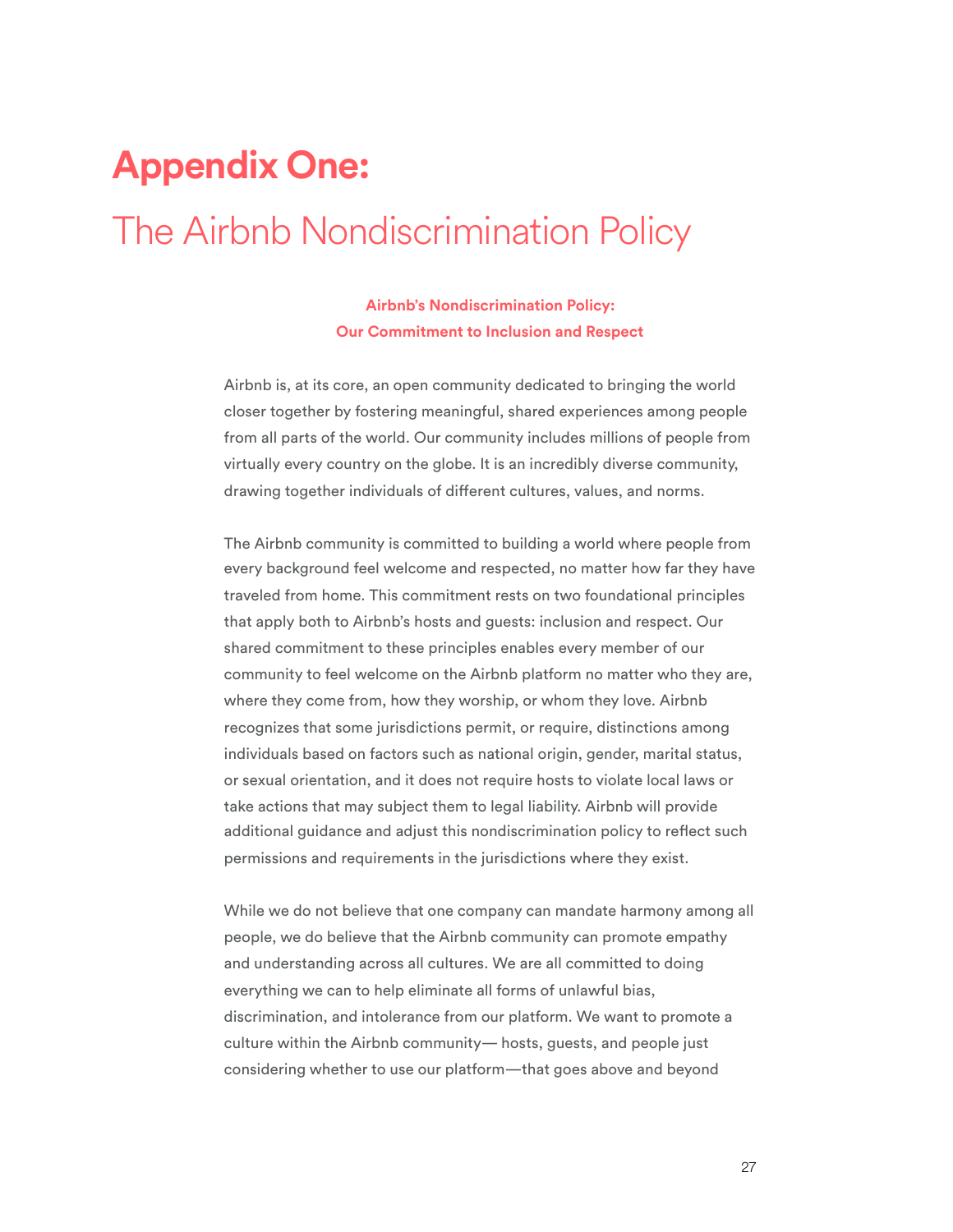# Appendix One:

## The Airbnb Nondiscrimination Policy

### Airbnb's Nondiscrimination Policy: Our Commitment to Inclusion and Respect

Airbnb is, at its core, an open community dedicated to bringing the world closer together by fostering meaningful, shared experiences among people from all parts of the world. Our community includes millions of people from virtually every country on the globe. It is an incredibly diverse community, drawing together individuals of different cultures, values, and norms.

The Airbnb community is committed to building a world where people from every background feel welcome and respected, no matter how far they have traveled from home. This commitment rests on two foundational principles that apply both to Airbnb's hosts and guests: inclusion and respect. Our shared commitment to these principles enables every member of our community to feel welcome on the Airbnb platform no matter who they are, where they come from, how they worship, or whom they love. Airbnb recognizes that some jurisdictions permit, or require, distinctions among individuals based on factors such as national origin, gender, marital status, or sexual orientation, and it does not require hosts to violate local laws or take actions that may subject them to legal liability. Airbnb will provide additional guidance and adjust this nondiscrimination policy to reflect such permissions and requirements in the jurisdictions where they exist.

While we do not believe that one company can mandate harmony among all people, we do believe that the Airbnb community can promote empathy and understanding across all cultures. We are all committed to doing everything we can to help eliminate all forms of unlawful bias, discrimination, and intolerance from our platform. We want to promote a culture within the Airbnb community— hosts, guests, and people just considering whether to use our platform—that goes above and beyond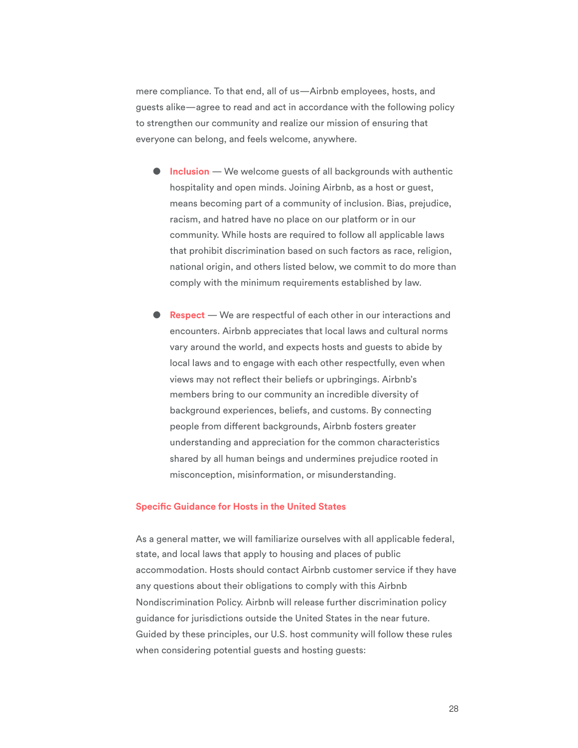mere compliance. To that end, all of us—Airbnb employees, hosts, and guests alike—agree to read and act in accordance with the following policy to strengthen our community and realize our mission of ensuring that everyone can belong, and feels welcome, anywhere.

- **Inclusion** — We welcome guests of all backgrounds with authentic hospitality and open minds. Joining Airbnb, as a host or guest, means becoming part of a community of inclusion. Bias, prejudice, racism, and hatred have no place on our platform or in our community. While hosts are required to follow all applicable laws that prohibit discrimination based on such factors as race, religion, national origin, and others listed below, we commit to do more than comply with the minimum requirements established by law.

- **Respect** — We are respectful of each other in our interactions and encounters. Airbnb appreciates that local laws and cultural norms vary around the world, and expects hosts and guests to abide by local laws and to engage with each other respectfully, even when views may not reflect their beliefs or upbringings. Airbnb's members bring to our community an incredible diversity of background experiences, beliefs, and customs. By connecting people from different backgrounds, Airbnb fosters greater understanding and appreciation for the common characteristics shared by all human beings and undermines prejudice rooted in misconception, misinformation, or misunderstanding.

## Specific Guidance for Hosts in the United States

As a general matter, we will familiarize ourselves with all applicable federal, state, and local laws that apply to housing and places of public accommodation. Hosts should contact Airbnb customer service if they have any questions about their obligations to comply with this Airbnb Nondiscrimination Policy. Airbnb will release further discrimination policy guidance for jurisdictions outside the United States in the near future. Guided by these principles, our U.S. host community will follow these rules when considering potential guests and hosting guests: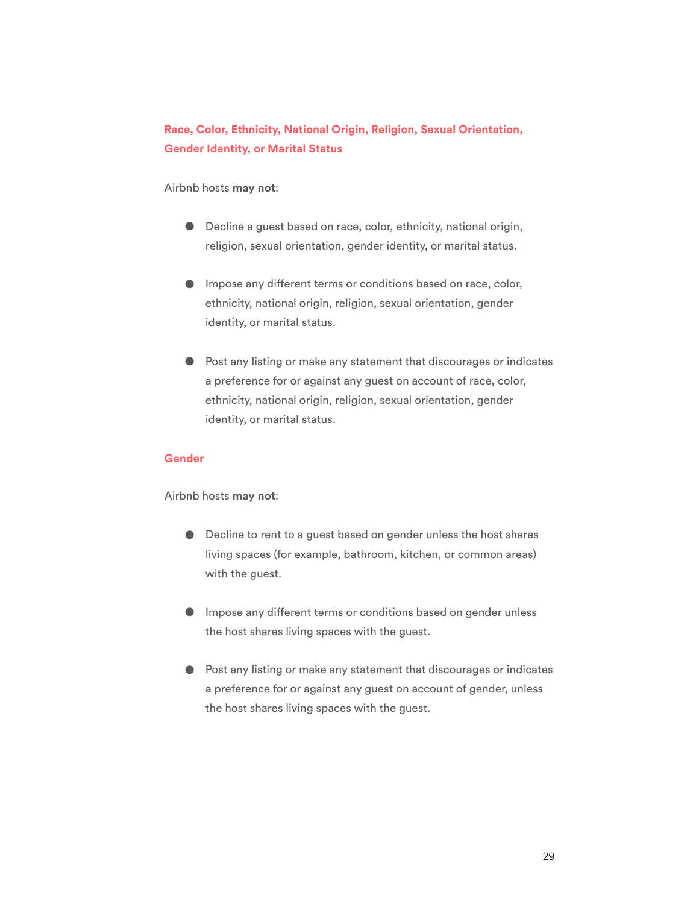### Race, Color, Ethnicity, National Origin, Religion, Sexual Orientation, Gender Identity, or Marital Status

Airbnb hosts **may not**:

- Decline a guest based on race, color, ethnicity, national origin, religion, sexual orientation, gender identity, or marital status.
- Impose any different terms or conditions based on race, color, ethnicity, national origin, religion, sexual orientation, gender identity, or marital status.
- Post any listing or make any statement that discourages or indicates a preference for or against any guest on account of race, color, ethnicity, national origin, religion, sexual orientation, gender identity, or marital status.

### Gender

Airbnb hosts **may not**:

- Decline to rent to a guest based on gender unless the host shares living spaces (for example, bathroom, kitchen, or common areas) with the guest.
- Impose any different terms or conditions based on gender unless the host shares living spaces with the guest.
- Post any listing or make any statement that discourages or indicates a preference for or against any guest on account of gender, unless the host shares living spaces with the guest.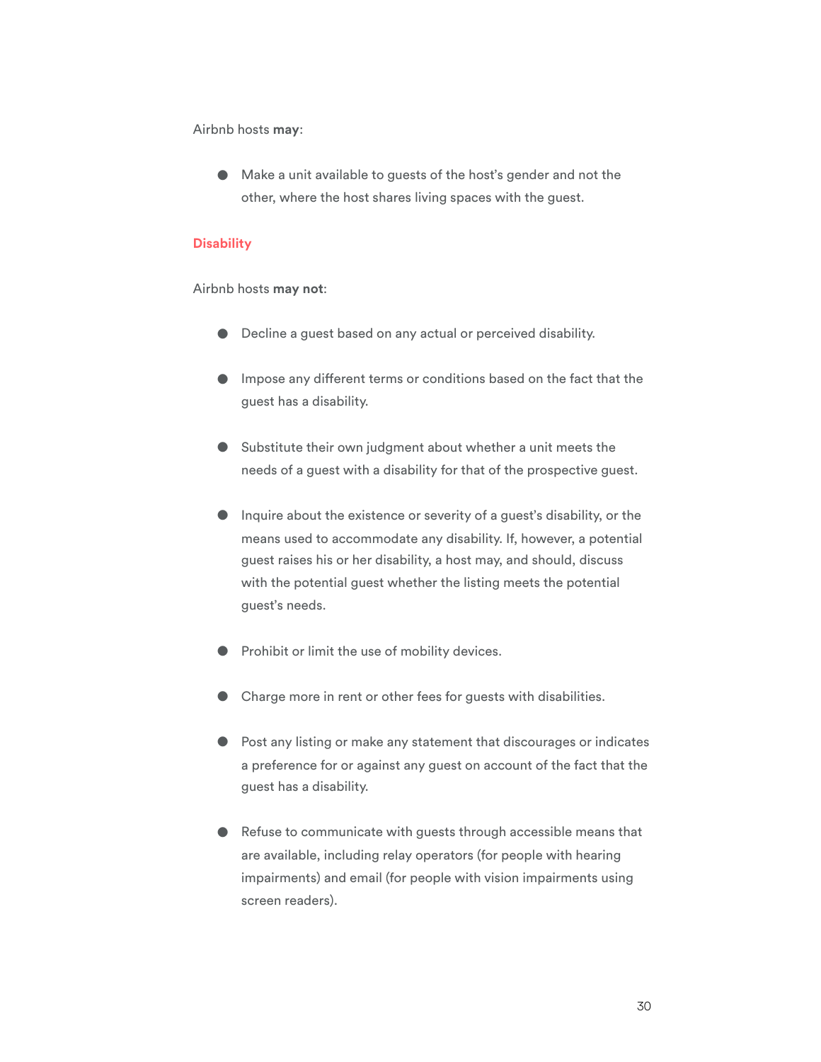Airbnb hosts **may**:

- Make a unit available to guests of the host's gender and not the other, where the host shares living spaces with the guest.

### Disability

Airbnb hosts **may not**:

- Decline a guest based on any actual or perceived disability.
- Impose any different terms or conditions based on the fact that the guest has a disability.
- Substitute their own judgment about whether a unit meets the needs of a guest with a disability for that of the prospective guest.
- Inquire about the existence or severity of a guest's disability, or the means used to accommodate any disability. If, however, a potential guest raises his or her disability, a host may, and should, discuss with the potential guest whether the listing meets the potential guest's needs.
- Prohibit or limit the use of mobility devices.
- Charge more in rent or other fees for guests with disabilities.
- Post any listing or make any statement that discourages or indicates a preference for or against any guest on account of the fact that the guest has a disability.
- Refuse to communicate with guests through accessible means that are available, including relay operators (for people with hearing impairments) and email (for people with vision impairments using screen readers).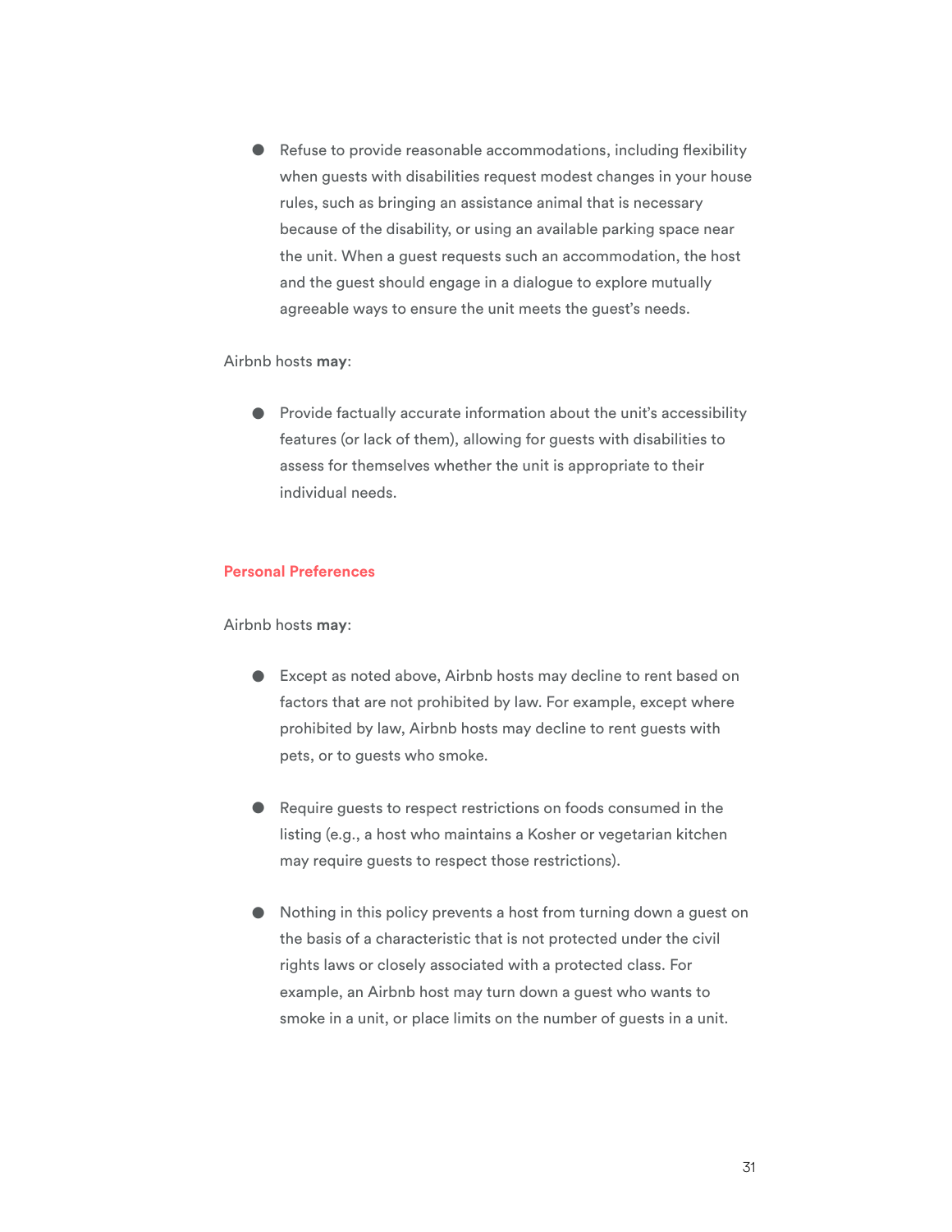- Refuse to provide reasonable accommodations, including flexibility when guests with disabilities request modest changes in your house rules, such as bringing an assistance animal that is necessary because of the disability, or using an available parking space near the unit. When a guest requests such an accommodation, the host and the guest should engage in a dialogue to explore mutually agreeable ways to ensure the unit meets the guest's needs.

Airbnb hosts **may**:

- Provide factually accurate information about the unit's accessibility features (or lack of them), allowing for guests with disabilities to assess for themselves whether the unit is appropriate to their individual needs.

### Personal Preferences

Airbnb hosts **may**:

- Except as noted above, Airbnb hosts may decline to rent based on factors that are not prohibited by law. For example, except where prohibited by law, Airbnb hosts may decline to rent guests with pets, or to guests who smoke.

- Require guests to respect restrictions on foods consumed in the listing (e.g., a host who maintains a Kosher or vegetarian kitchen may require guests to respect those restrictions).

- Nothing in this policy prevents a host from turning down a guest on the basis of a characteristic that is not protected under the civil rights laws or closely associated with a protected class. For example, an Airbnb host may turn down a guest who wants to smoke in a unit, or place limits on the number of guests in a unit.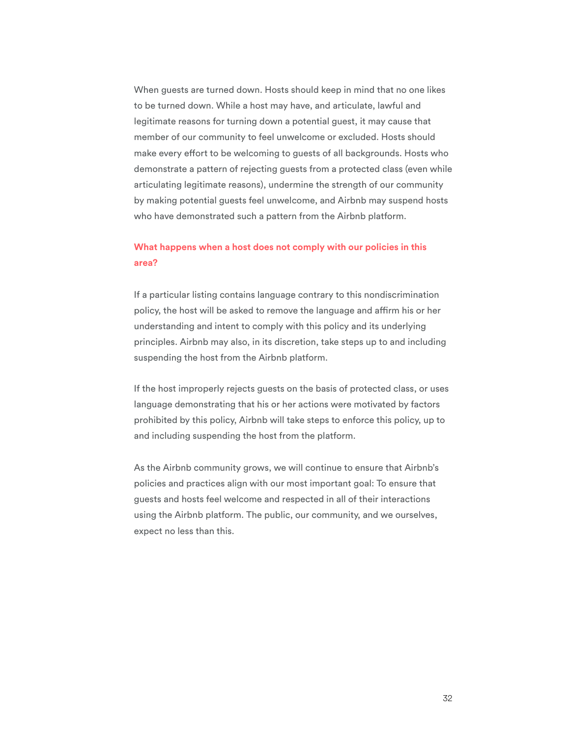When guests are turned down. Hosts should keep in mind that no one likes to be turned down. While a host may have, and articulate, lawful and legitimate reasons for turning down a potential guest, it may cause that member of our community to feel unwelcome or excluded. Hosts should make every effort to be welcoming to guests of all backgrounds. Hosts who demonstrate a pattern of rejecting guests from a protected class (even while articulating legitimate reasons), undermine the strength of our community by making potential guests feel unwelcome, and Airbnb may suspend hosts who have demonstrated such a pattern from the Airbnb platform.

## What happens when a host does not comply with our policies in this area?

If a particular listing contains language contrary to this nondiscrimination policy, the host will be asked to remove the language and affirm his or her understanding and intent to comply with this policy and its underlying principles. Airbnb may also, in its discretion, take steps up to and including suspending the host from the Airbnb platform.

If the host improperly rejects guests on the basis of protected class, or uses language demonstrating that his or her actions were motivated by factors prohibited by this policy, Airbnb will take steps to enforce this policy, up to and including suspending the host from the platform.

As the Airbnb community grows, we will continue to ensure that Airbnb's policies and practices align with our most important goal: To ensure that guests and hosts feel welcome and respected in all of their interactions using the Airbnb platform. The public, our community, and we ourselves, expect no less than this.